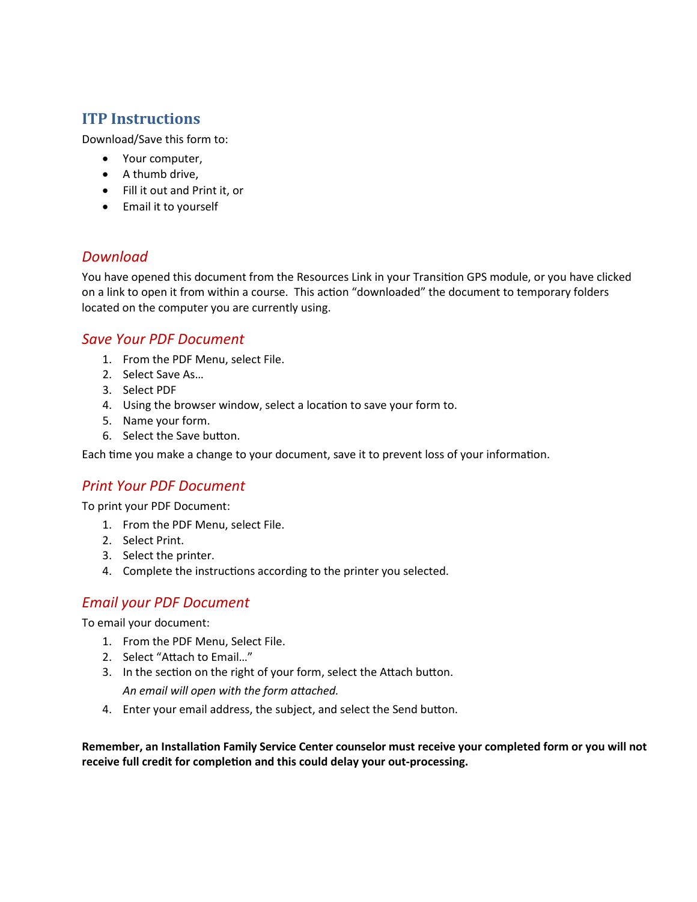# ITP Instructions

Download/Save this form to:

- Your computer,
- A thumb drive,
- Fill it out and Print it, or
- Email it to yourself

## *Download*

You have opened this document from the Resources Link in your Transition GPS module, or you have clicked on a link to open it from within a course. This action "downloaded" the document to temporary folders located on the computer you are currently using.

## *Save Your PDF Document*

1. From the PDF Menu, select File.
2. Select Save As…
3. Select PDF
4. Using the browser window, select a location to save your form to.
5. Name your form.
6. Select the Save button.

Each time you make a change to your document, save it to prevent loss of your information.

## *Print Your PDF Document*

To print your PDF Document:

1. From the PDF Menu, select File.
2. Select Print.
3. Select the printer.
4. Complete the instructions according to the printer you selected.

## *Email your PDF Document*

To email your document:

1. From the PDF Menu, Select File.
2. Select "Attach to Email…"
3. In the section on the right of your form, select the Attach button.

   *An email will open with the form attached.*
4. Enter your email address, the subject, and select the Send button.

**Remember, an Installation Family Service Center counselor must receive your completed form or you will not receive full credit for completion and this could delay your out-processing.**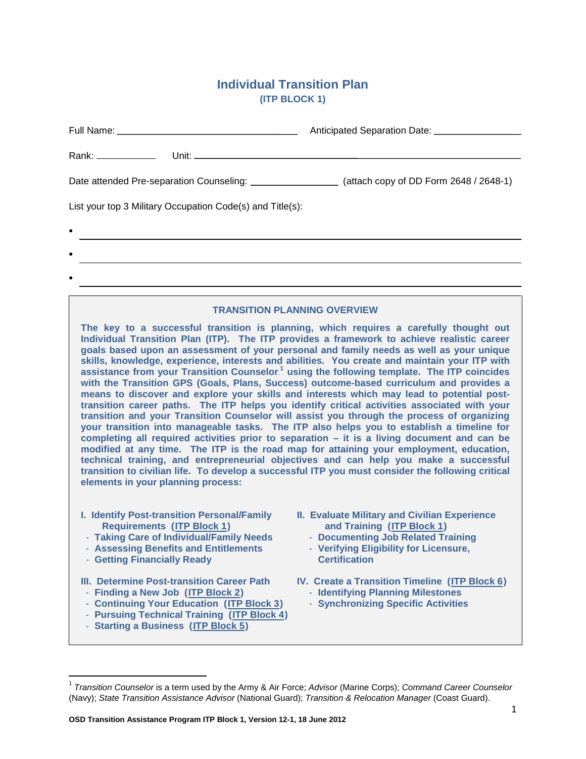# Individual Transition Plan

## (ITP BLOCK 1)

Full Name: ______________________________ Anticipated Separation Date: ______________

Rank: __________ Unit: ______________________________________________

Date attended Pre-separation Counseling: ______________ (attach copy of DD Form 2648 / 2648-1)

List your top 3 Military Occupation Code(s) and Title(s):

- ______________________________________________
- ______________________________________________
- ______________________________________________

### TRANSITION PLANNING OVERVIEW

**The key to a successful transition is planning, which requires a carefully thought out Individual Transition Plan (ITP). The ITP provides a framework to achieve realistic career goals based upon an assessment of your personal and family needs as well as your unique skills, knowledge, experience, interests and abilities. You create and maintain your ITP with assistance from your Transition Counselor[1] using the following template. The ITP coincides with the Transition GPS (Goals, Plans, Success) outcome-based curriculum and provides a means to discover and explore your skills and interests which may lead to potential post-transition career paths. The ITP helps you identify critical activities associated with your transition and your Transition Counselor will assist you through the process of organizing your transition into manageable tasks. The ITP also helps you to establish a timeline for completing all required activities prior to separation – it is a living document and can be modified at any time. The ITP is the road map for attaining your employment, education, technical training, and entrepreneurial objectives and can help you make a successful transition to civilian life. To develop a successful ITP you must consider the following critical elements in your planning process:**

**I. Identify Post-transition Personal/Family Requirements (ITP Block 1)**
- **Taking Care of Individual/Family Needs**
- **Assessing Benefits and Entitlements**
- **Getting Financially Ready**

**II. Evaluate Military and Civilian Experience and Training (ITP Block 1)**
- **Documenting Job Related Training**
- **Verifying Eligibility for Licensure, Certification**

**III. Determine Post-transition Career Path**
- **Finding a New Job (ITP Block 2)**
- **Continuing Your Education (ITP Block 3)**
- **Pursuing Technical Training (ITP Block 4)**
- **Starting a Business (ITP Block 5)**

**IV. Create a Transition Timeline (ITP Block 6)**
- **Identifying Planning Milestones**
- **Synchronizing Specific Activities**

---

[1] *Transition Counselor* is a term used by the Army & Air Force; *Advisor* (Marine Corps); *Command Career Counselor* (Navy); *State Transition Assistance Advisor* (National Guard); *Transition & Relocation Manager* (Coast Guard).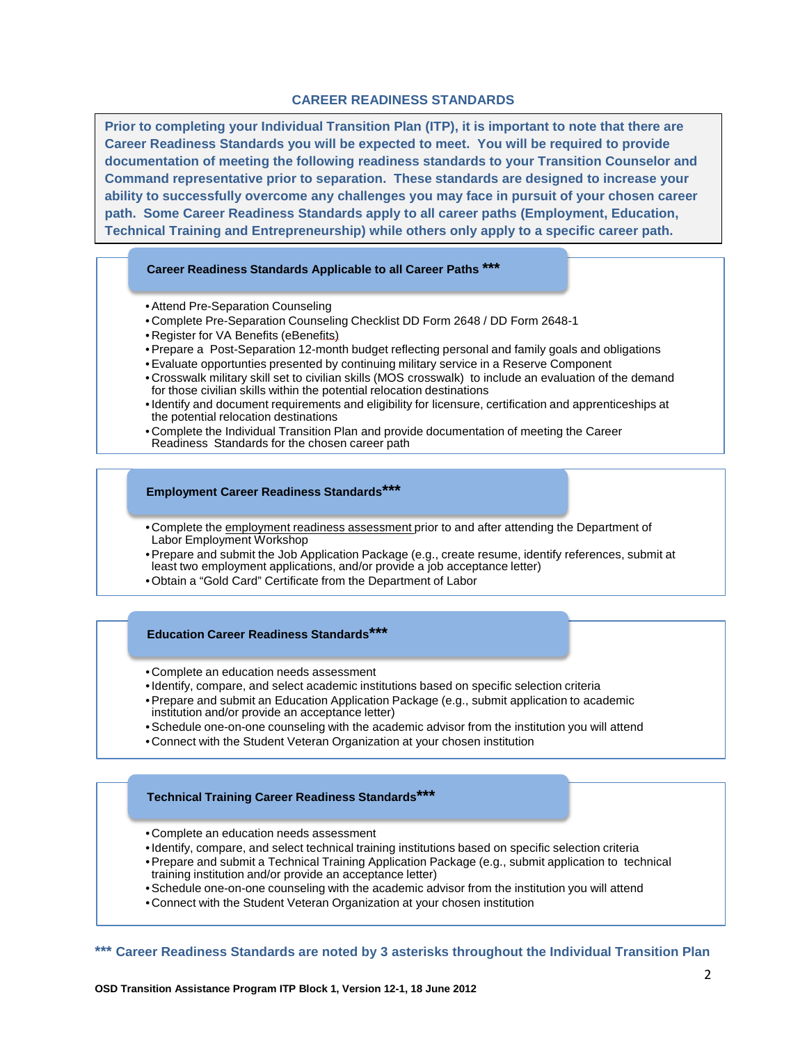# CAREER READINESS STANDARDS

**Prior to completing your Individual Transition Plan (ITP), it is important to note that there are Career Readiness Standards you will be expected to meet. You will be required to provide documentation of meeting the following readiness standards to your Transition Counselor and Command representative prior to separation. These standards are designed to increase your ability to successfully overcome any challenges you may face in pursuit of your chosen career path. Some Career Readiness Standards apply to all career paths (Employment, Education, Technical Training and Entrepreneurship) while others only apply to a specific career path.**

## Career Readiness Standards Applicable to all Career Paths ***

- Attend Pre-Separation Counseling
- Complete Pre-Separation Counseling Checklist DD Form 2648 / DD Form 2648-1
- Register for VA Benefits (eBenefits)
- Prepare a Post-Separation 12-month budget reflecting personal and family goals and obligations
- Evaluate opportunties presented by continuing military service in a Reserve Component
- Crosswalk military skill set to civilian skills (MOS crosswalk) to include an evaluation of the demand for those civilian skills within the potential relocation destinations
- Identify and document requirements and eligibility for licensure, certification and apprenticeships at the potential relocation destinations
- Complete the Individual Transition Plan and provide documentation of meeting the Career Readiness Standards for the chosen career path

## Employment Career Readiness Standards***

- Complete the employment readiness assessment prior to and after attending the Department of Labor Employment Workshop
- Prepare and submit the Job Application Package (e.g., create resume, identify references, submit at least two employment applications, and/or provide a job acceptance letter)
- Obtain a "Gold Card" Certificate from the Department of Labor

## Education Career Readiness Standards***

- Complete an education needs assessment
- Identify, compare, and select academic institutions based on specific selection criteria
- Prepare and submit an Education Application Package (e.g., submit application to academic institution and/or provide an acceptance letter)
- Schedule one-on-one counseling with the academic advisor from the institution you will attend
- Connect with the Student Veteran Organization at your chosen institution

## Technical Training Career Readiness Standards***

- Complete an education needs assessment
- Identify, compare, and select technical training institutions based on specific selection criteria
- Prepare and submit a Technical Training Application Package (e.g., submit application to technical training institution and/or provide an acceptance letter)
- Schedule one-on-one counseling with the academic advisor from the institution you will attend
- Connect with the Student Veteran Organization at your chosen institution

**\*\*\* Career Readiness Standards are noted by 3 asterisks throughout the Individual Transition Plan**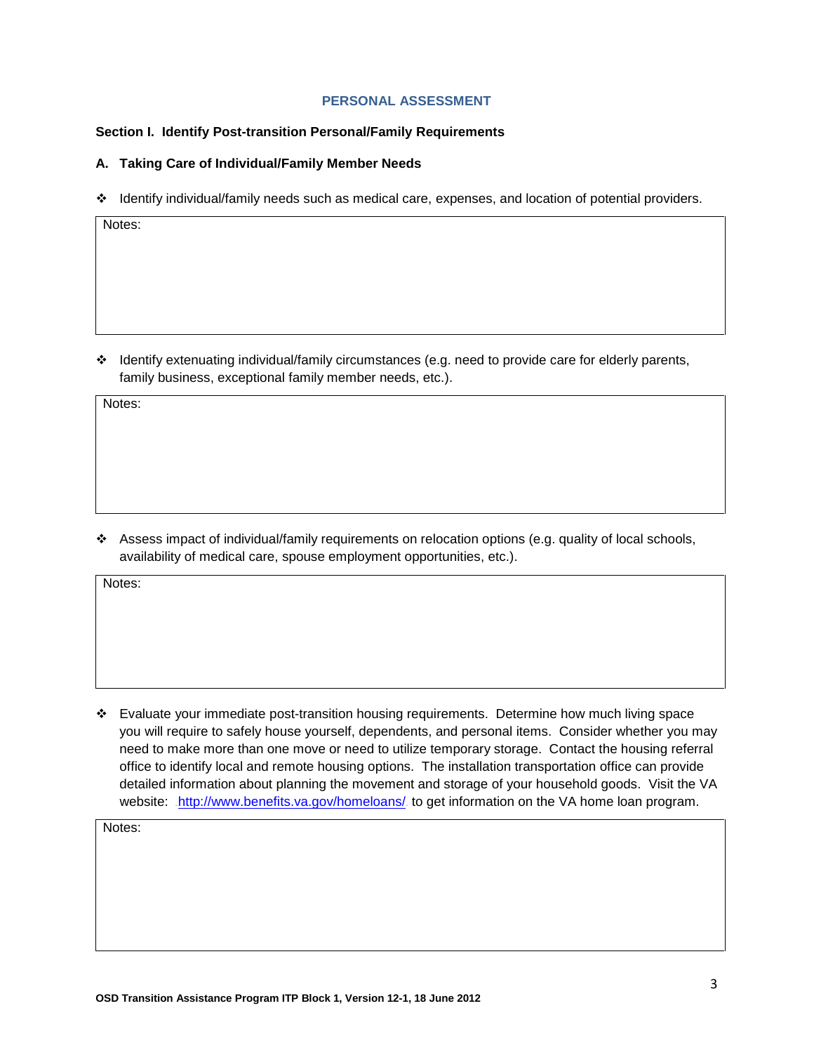## PERSONAL ASSESSMENT

### Section I. Identify Post-transition Personal/Family Requirements

#### A. Taking Care of Individual/Family Member Needs

- Identify individual/family needs such as medical care, expenses, and location of potential providers.

Notes:

- Identify extenuating individual/family circumstances (e.g. need to provide care for elderly parents, family business, exceptional family member needs, etc.).

Notes:

- Assess impact of individual/family requirements on relocation options (e.g. quality of local schools, availability of medical care, spouse employment opportunities, etc.).

Notes:

- Evaluate your immediate post-transition housing requirements. Determine how much living space you will require to safely house yourself, dependents, and personal items. Consider whether you may need to make more than one move or need to utilize temporary storage. Contact the housing referral office to identify local and remote housing options. The installation transportation office can provide detailed information about planning the movement and storage of your household goods. Visit the VA website: http://www.benefits.va.gov/homeloans/ to get information on the VA home loan program.

Notes: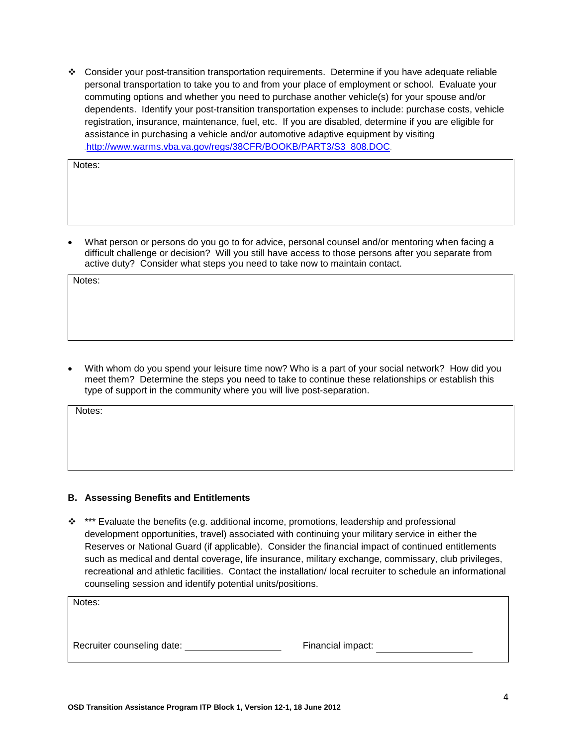❖ Consider your post-transition transportation requirements. Determine if you have adequate reliable personal transportation to take you to and from your place of employment or school. Evaluate your commuting options and whether you need to purchase another vehicle(s) for your spouse and/or dependents. Identify your post-transition transportation expenses to include: purchase costs, vehicle registration, insurance, maintenance, fuel, etc. If you are disabled, determine if you are eligible for assistance in purchasing a vehicle and/or automotive adaptive equipment by visiting http://www.warms.vba.va.gov/regs/38CFR/BOOKB/PART3/S3_808.DOC

Notes:

- What person or persons do you go to for advice, personal counsel and/or mentoring when facing a difficult challenge or decision? Will you still have access to those persons after you separate from active duty? Consider what steps you need to take now to maintain contact.

Notes:

- With whom do you spend your leisure time now? Who is a part of your social network? How did you meet them? Determine the steps you need to take to continue these relationships or establish this type of support in the community where you will live post-separation.

Notes:

**B. Assessing Benefits and Entitlements**

❖ *** Evaluate the benefits (e.g. additional income, promotions, leadership and professional development opportunities, travel) associated with continuing your military service in either the Reserves or National Guard (if applicable). Consider the financial impact of continued entitlements such as medical and dental coverage, life insurance, military exchange, commissary, club privileges, recreational and athletic facilities. Contact the installation/ local recruiter to schedule an informational counseling session and identify potential units/positions.

Notes:

Recruiter counseling date: ________________ Financial impact: ________________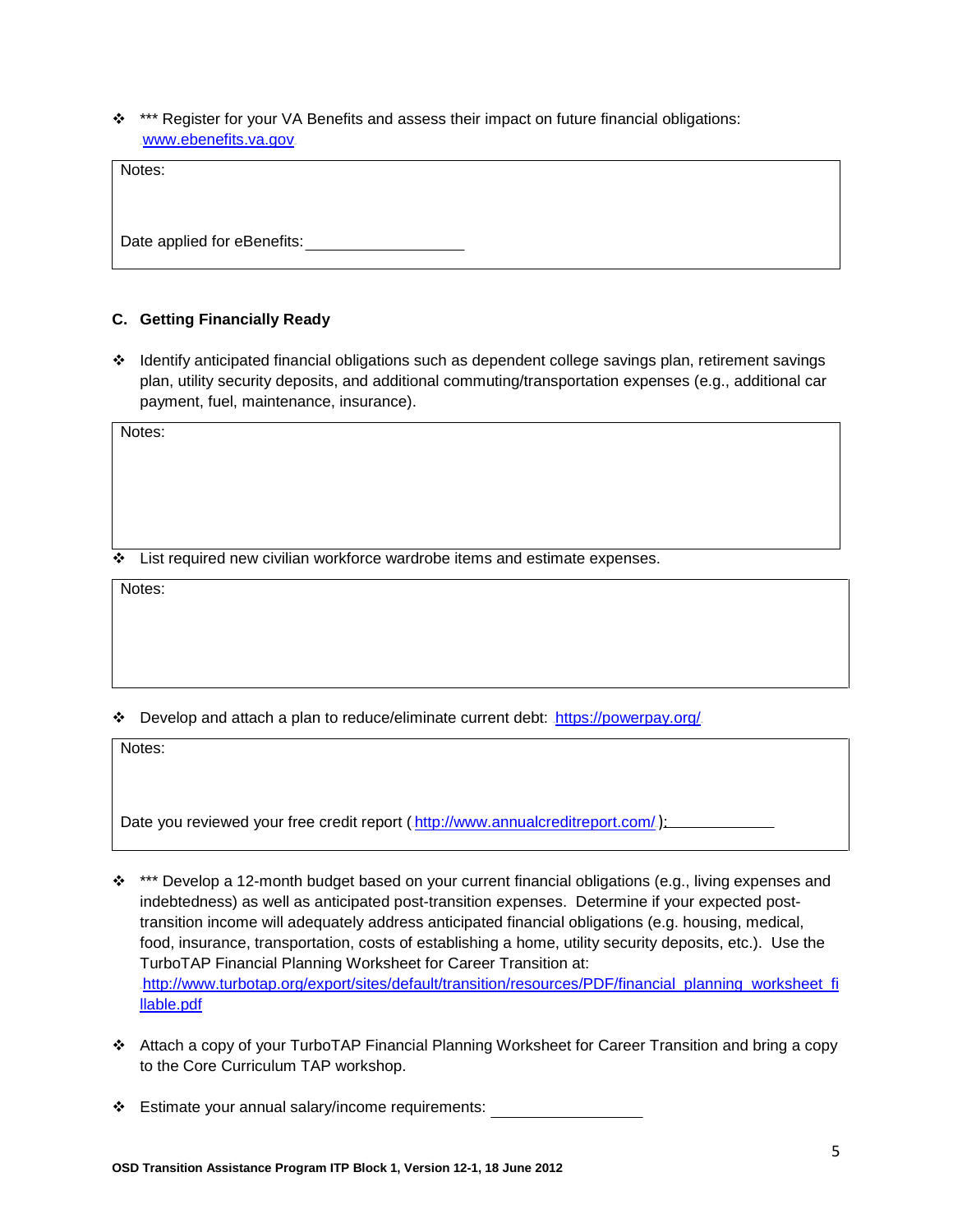- *** Register for your VA Benefits and assess their impact on future financial obligations: www.ebenefits.va.gov

| Notes:<br><br>Date applied for eBenefits: ___________________ |
|---|

### C. Getting Financially Ready

- Identify anticipated financial obligations such as dependent college savings plan, retirement savings plan, utility security deposits, and additional commuting/transportation expenses (e.g., additional car payment, fuel, maintenance, insurance).

| Notes: |
|---|

- List required new civilian workforce wardrobe items and estimate expenses.

| Notes: |
|---|

- Develop and attach a plan to reduce/eliminate current debt: https://powerpay.org/

| Notes:<br><br>Date you reviewed your free credit report ( http://www.annualcreditreport.com/ ): _____________ |
|---|

- *** Develop a 12-month budget based on your current financial obligations (e.g., living expenses and indebtedness) as well as anticipated post-transition expenses. Determine if your expected post-transition income will adequately address anticipated financial obligations (e.g. housing, medical, food, insurance, transportation, costs of establishing a home, utility security deposits, etc.). Use the TurboTAP Financial Planning Worksheet for Career Transition at: http://www.turbotap.org/export/sites/default/transition/resources/PDF/financial_planning_worksheet_fillable.pdf

- Attach a copy of your TurboTAP Financial Planning Worksheet for Career Transition and bring a copy to the Core Curriculum TAP workshop.

- Estimate your annual salary/income requirements: ___________________

**OSD Transition Assistance Program ITP Block 1, Version 12-1, 18 June 2012**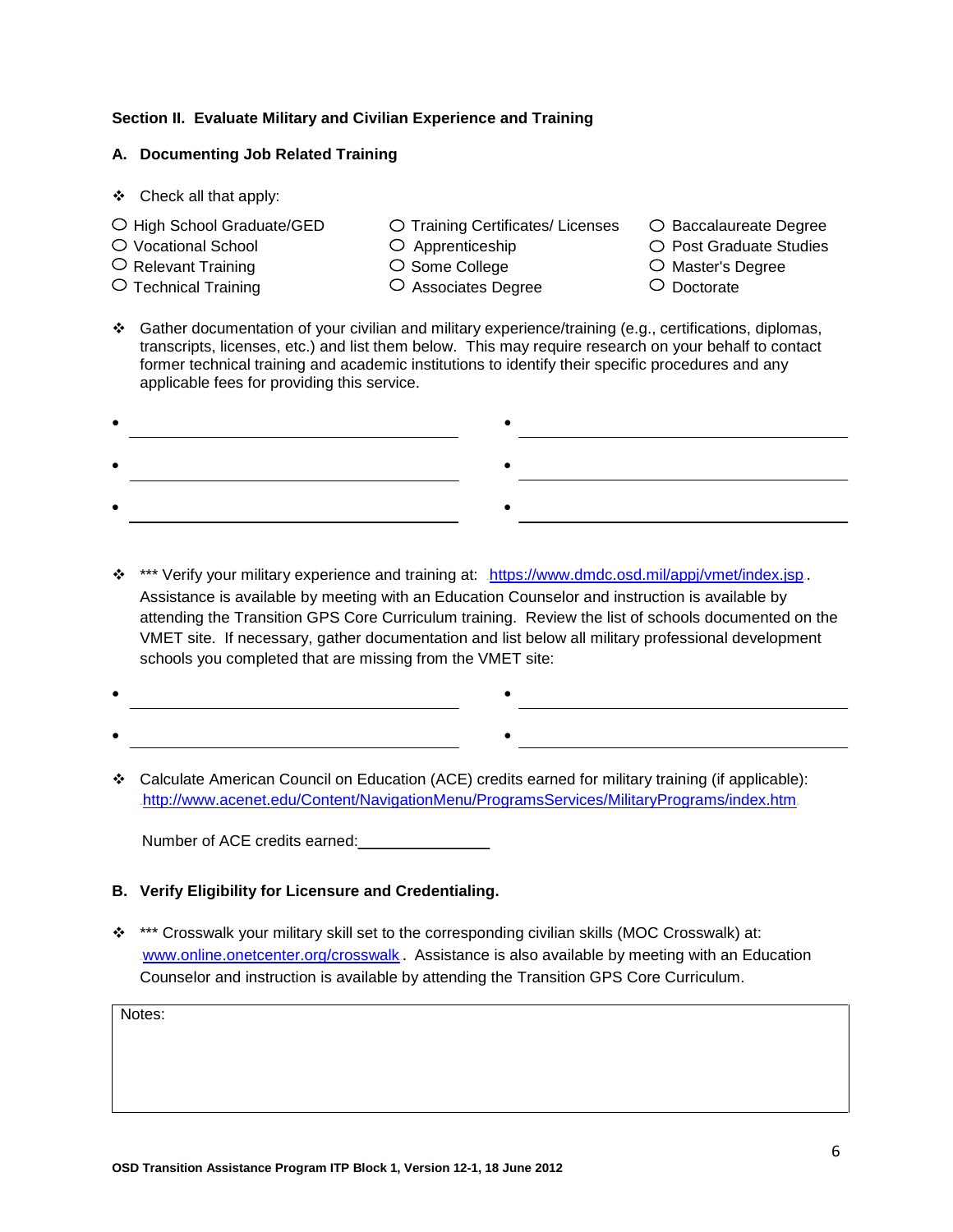**Section II. Evaluate Military and Civilian Experience and Training**

**A. Documenting Job Related Training**

❖ Check all that apply:

- ○ High School Graduate/GED
- ○ Vocational School
- ○ Relevant Training
- ○ Technical Training
- ○ Training Certificates/ Licenses
- ○ Apprenticeship
- ○ Some College
- ○ Associates Degree
- ○ Baccalaureate Degree
- ○ Post Graduate Studies
- ○ Master's Degree
- ○ Doctorate

❖ Gather documentation of your civilian and military experience/training (e.g., certifications, diplomas, transcripts, licenses, etc.) and list them below. This may require research on your behalf to contact former technical training and academic institutions to identify their specific procedures and any applicable fees for providing this service.

- ______________________________
- ______________________________
- ______________________________
- ______________________________
- ______________________________
- ______________________________

❖ *** Verify your military experience and training at: https://www.dmdc.osd.mil/appj/vmet/index.jsp. Assistance is available by meeting with an Education Counselor and instruction is available by attending the Transition GPS Core Curriculum training. Review the list of schools documented on the VMET site. If necessary, gather documentation and list below all military professional development schools you completed that are missing from the VMET site:

- ______________________________
- ______________________________
- ______________________________
- ______________________________

❖ Calculate American Council on Education (ACE) credits earned for military training (if applicable): http://www.acenet.edu/Content/NavigationMenu/ProgramsServices/MilitaryPrograms/index.htm

Number of ACE credits earned:_______________

**B. Verify Eligibility for Licensure and Credentialing.**

❖ *** Crosswalk your military skill set to the corresponding civilian skills (MOC Crosswalk) at: www.online.onetcenter.org/crosswalk. Assistance is also available by meeting with an Education Counselor and instruction is available by attending the Transition GPS Core Curriculum.

| Notes: |
|---|
| |

**OSD Transition Assistance Program ITP Block 1, Version 12-1, 18 June 2012**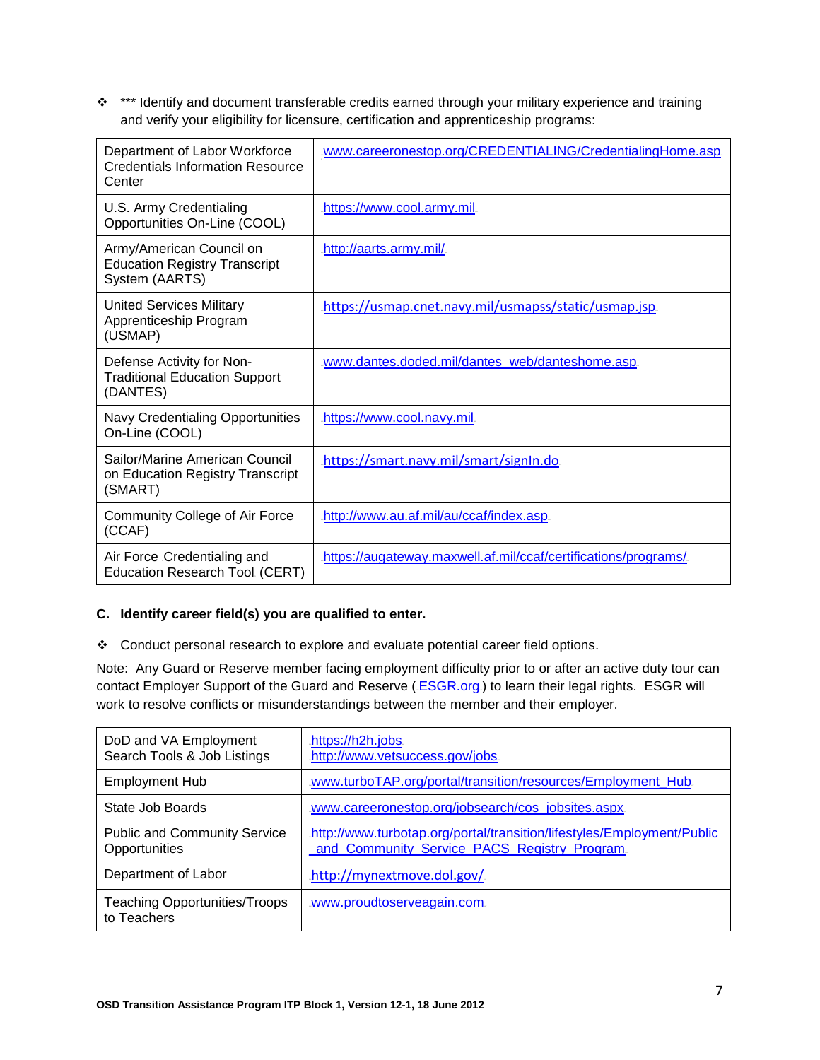- *** Identify and document transferable credits earned through your military experience and training and verify your eligibility for licensure, certification and apprenticeship programs:

| | |
|---|---|
| Department of Labor Workforce Credentials Information Resource Center | www.careeronestop.org/CREDENTIALING/CredentialingHome.asp |
| U.S. Army Credentialing Opportunities On-Line (COOL) | https://www.cool.army.mil |
| Army/American Council on Education Registry Transcript System (AARTS) | http://aarts.army.mil/ |
| United Services Military Apprenticeship Program (USMAP) | https://usmap.cnet.navy.mil/usmapss/static/usmap.jsp |
| Defense Activity for Non-Traditional Education Support (DANTES) | www.dantes.doded.mil/dantes_web/danteshome.asp |
| Navy Credentialing Opportunities On-Line (COOL) | https://www.cool.navy.mil |
| Sailor/Marine American Council on Education Registry Transcript (SMART) | https://smart.navy.mil/smart/signIn.do |
| Community College of Air Force (CCAF) | http://www.au.af.mil/au/ccaf/index.asp |
| Air Force Credentialing and Education Research Tool (CERT) | https://augateway.maxwell.af.mil/ccaf/certifications/programs/ |

**C. Identify career field(s) you are qualified to enter.**

- Conduct personal research to explore and evaluate potential career field options.

Note: Any Guard or Reserve member facing employment difficulty prior to or after an active duty tour can contact Employer Support of the Guard and Reserve ( ESGR.org ) to learn their legal rights. ESGR will work to resolve conflicts or misunderstandings between the member and their employer.

| | |
|---|---|
| DoD and VA Employment Search Tools & Job Listings | https://h2h.jobs<br>http://www.vetsuccess.gov/jobs |
| Employment Hub | www.turboTAP.org/portal/transition/resources/Employment_Hub |
| State Job Boards | www.careeronestop.org/jobsearch/cos_jobsites.aspx |
| Public and Community Service Opportunities | http://www.turbotap.org/portal/transition/lifestyles/Employment/Public_and_Community_Service_PACS_Registry_Program |
| Department of Labor | http://mynextmove.dol.gov/ |
| Teaching Opportunities/Troops to Teachers | www.proudtoserveagain.com |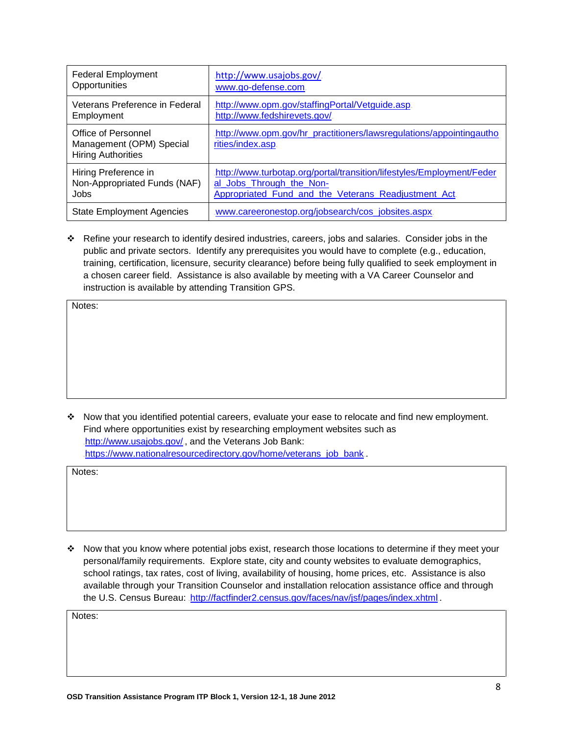| | |
|---|---|
| Federal Employment Opportunities | http://www.usajobs.gov/ www.go-defense.com |
| Veterans Preference in Federal Employment | http://www.opm.gov/staffingPortal/Vetguide.asp http://www.fedshirevets.gov/ |
| Office of Personnel Management (OPM) Special Hiring Authorities | http://www.opm.gov/hr_practitioners/lawsregulations/appointingauthorities/index.asp |
| Hiring Preference in Non-Appropriated Funds (NAF) Jobs | http://www.turbotap.org/portal/transition/lifestyles/Employment/Federal_Jobs_Through_the_Non-Appropriated_Fund_and_the_Veterans_Readjustment_Act |
| State Employment Agencies | www.careeronestop.org/jobsearch/cos_jobsites.aspx |

- ❖ Refine your research to identify desired industries, careers, jobs and salaries. Consider jobs in the public and private sectors. Identify any prerequisites you would have to complete (e.g., education, training, certification, licensure, security clearance) before being fully qualified to seek employment in a chosen career field. Assistance is also available by meeting with a VA Career Counselor and instruction is available by attending Transition GPS.

| Notes: |
|---|
| |

- ❖ Now that you identified potential careers, evaluate your ease to relocate and find new employment. Find where opportunities exist by researching employment websites such as http://www.usajobs.gov/, and the Veterans Job Bank: https://www.nationalresourcedirectory.gov/home/veterans_job_bank.

| Notes: |
|---|
| |

- ❖ Now that you know where potential jobs exist, research those locations to determine if they meet your personal/family requirements. Explore state, city and county websites to evaluate demographics, school ratings, tax rates, cost of living, availability of housing, home prices, etc. Assistance is also available through your Transition Counselor and installation relocation assistance office and through the U.S. Census Bureau: http://factfinder2.census.gov/faces/nav/jsf/pages/index.xhtml.

| Notes: |
|---|
| |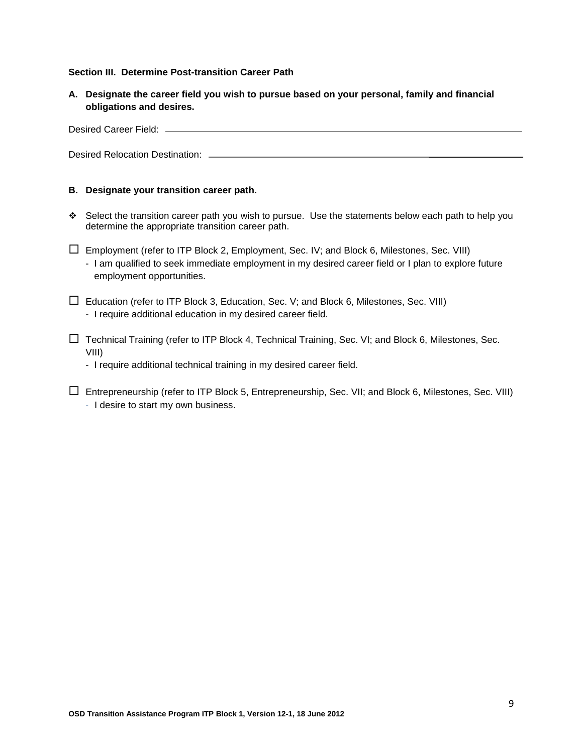**Section III. Determine Post-transition Career Path**

**A. Designate the career field you wish to pursue based on your personal, family and financial obligations and desires.**

Desired Career Field: ______________________________________________________________

Desired Relocation Destination: ______________________________________________________

**B. Designate your transition career path.**

❖ Select the transition career path you wish to pursue. Use the statements below each path to help you determine the appropriate transition career path.

☐ Employment (refer to ITP Block 2, Employment, Sec. IV; and Block 6, Milestones, Sec. VIII)
  - I am qualified to seek immediate employment in my desired career field or I plan to explore future employment opportunities.

☐ Education (refer to ITP Block 3, Education, Sec. V; and Block 6, Milestones, Sec. VIII)
  - I require additional education in my desired career field.

☐ Technical Training (refer to ITP Block 4, Technical Training, Sec. VI; and Block 6, Milestones, Sec. VIII)
  - I require additional technical training in my desired career field.

☐ Entrepreneurship (refer to ITP Block 5, Entrepreneurship, Sec. VII; and Block 6, Milestones, Sec. VIII)
  - I desire to start my own business.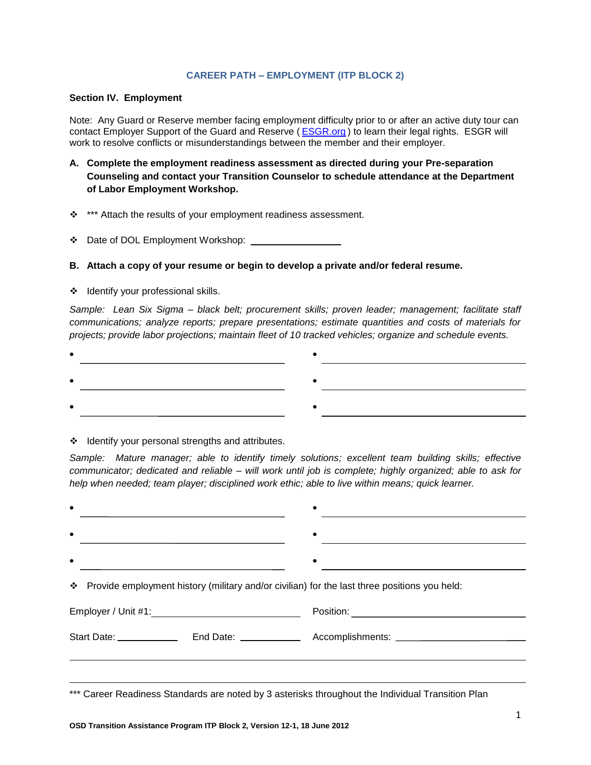## CAREER PATH – EMPLOYMENT (ITP BLOCK 2)

### Section IV. Employment

Note: Any Guard or Reserve member facing employment difficulty prior to or after an active duty tour can contact Employer Support of the Guard and Reserve (ESGR.org) to learn their legal rights. ESGR will work to resolve conflicts or misunderstandings between the member and their employer.

**A. Complete the employment readiness assessment as directed during your Pre-separation Counseling and contact your Transition Counselor to schedule attendance at the Department of Labor Employment Workshop.**

- *** Attach the results of your employment readiness assessment.
- Date of DOL Employment Workshop: ________________

**B. Attach a copy of your resume or begin to develop a private and/or federal resume.**

- Identify your professional skills.

*Sample: Lean Six Sigma – black belt; procurement skills; proven leader; management; facilitate staff communications; analyze reports; prepare presentations; estimate quantities and costs of materials for projects; provide labor projections; maintain fleet of 10 tracked vehicles; organize and schedule events.*

- ______________________________
- ______________________________
- ______________________________
- ______________________________
- ______________________________
- ______________________________

- Identify your personal strengths and attributes.

*Sample: Mature manager; able to identify timely solutions; excellent team building skills; effective communicator; dedicated and reliable – will work until job is complete; highly organized; able to ask for help when needed; team player; disciplined work ethic; able to live within means; quick learner.*

- ______________________________
- ______________________________
- ______________________________
- ______________________________
- ______________________________
- ______________________________

- Provide employment history (military and/or civilian) for the last three positions you held:

Employer / Unit #1: ______________________ Position: ______________________

Start Date: __________ End Date: __________ Accomplishments: ______________________

______________________________________________________________________

______________________________________________________________________

*** Career Readiness Standards are noted by 3 asterisks throughout the Individual Transition Plan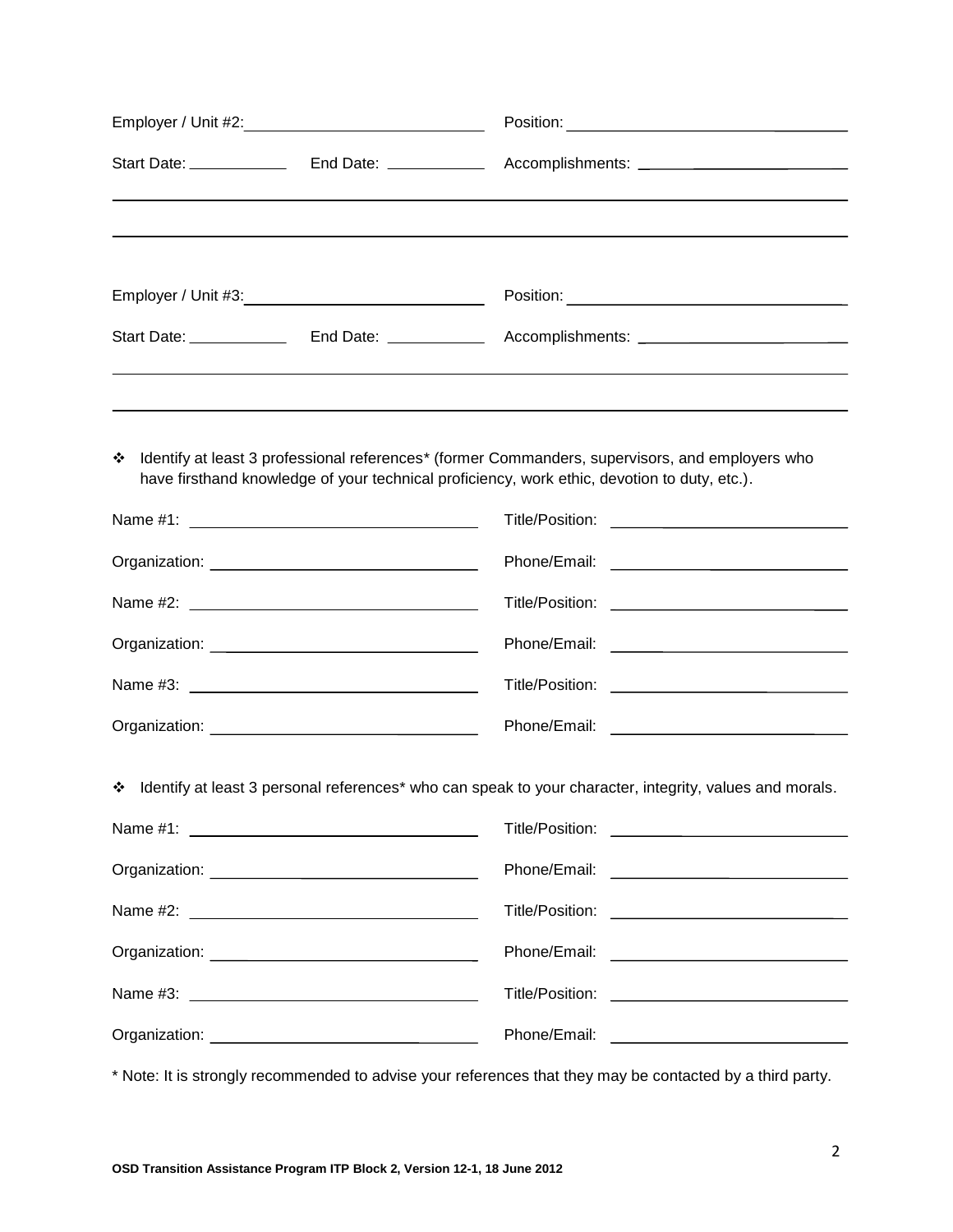Employer / Unit #2: ____________________________ Position: ________________________________

Start Date: ___________ End Date: ___________ Accomplishments: _________________________

_______________________________________________________________________________________

_______________________________________________________________________________________

Employer / Unit #3: ____________________________ Position: ________________________________

Start Date: ___________ End Date: ___________ Accomplishments: _________________________

_______________________________________________________________________________________

_______________________________________________________________________________________

- Identify at least 3 professional references* (former Commanders, supervisors, and employers who have firsthand knowledge of your technical proficiency, work ethic, devotion to duty, etc.).

Name #1: ______________________________ Title/Position: ___________________________

Organization: __________________________ Phone/Email: ____________________________

Name #2: ______________________________ Title/Position: ___________________________

Organization: __________________________ Phone/Email: ____________________________

Name #3: ______________________________ Title/Position: ___________________________

Organization: __________________________ Phone/Email: ____________________________

- Identify at least 3 personal references* who can speak to your character, integrity, values and morals.

Name #1: ______________________________ Title/Position: ___________________________

Organization: __________________________ Phone/Email: ____________________________

Name #2: ______________________________ Title/Position: ___________________________

Organization: __________________________ Phone/Email: ____________________________

Name #3: ______________________________ Title/Position: ___________________________

Organization: __________________________ Phone/Email: ____________________________

* Note: It is strongly recommended to advise your references that they may be contacted by a third party.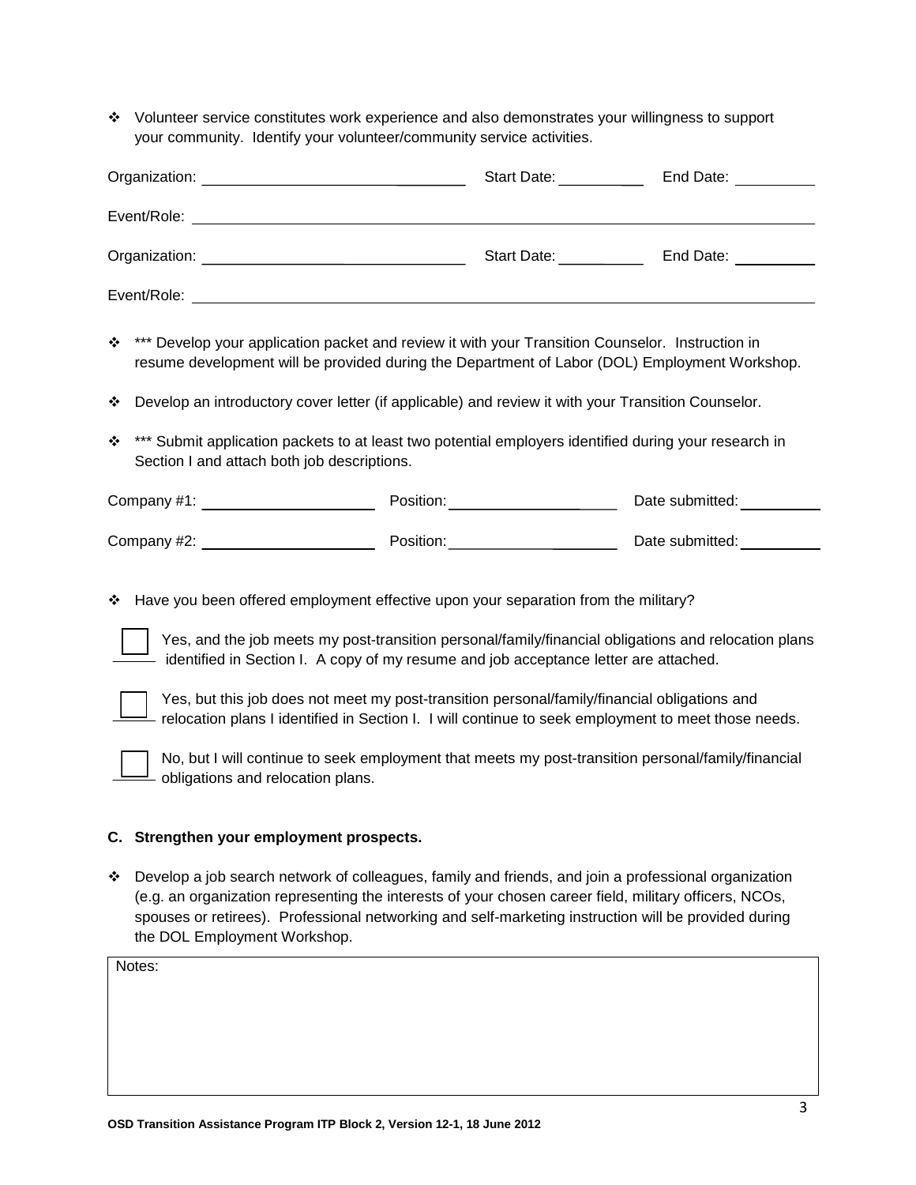- ❖ Volunteer service constitutes work experience and also demonstrates your willingness to support your community. Identify your volunteer/community service activities.

Organization: ______________________________ Start Date: __________ End Date: __________

Event/Role: ______________________________________________________________________

Organization: ______________________________ Start Date: __________ End Date: __________

Event/Role: ______________________________________________________________________

- ❖ *** Develop your application packet and review it with your Transition Counselor. Instruction in resume development will be provided during the Department of Labor (DOL) Employment Workshop.

- ❖ Develop an introductory cover letter (if applicable) and review it with your Transition Counselor.

- ❖ *** Submit application packets to at least two potential employers identified during your research in Section I and attach both job descriptions.

Company #1: ____________________ Position: ____________________ Date submitted: __________

Company #2: ____________________ Position: ____________________ Date submitted: __________

- ❖ Have you been offered employment effective upon your separation from the military?

☐ Yes, and the job meets my post-transition personal/family/financial obligations and relocation plans identified in Section I. A copy of my resume and job acceptance letter are attached.

☐ Yes, but this job does not meet my post-transition personal/family/financial obligations and relocation plans I identified in Section I. I will continue to seek employment to meet those needs.

☐ No, but I will continue to seek employment that meets my post-transition personal/family/financial obligations and relocation plans.

**C. Strengthen your employment prospects.**

- ❖ Develop a job search network of colleagues, family and friends, and join a professional organization (e.g. an organization representing the interests of your chosen career field, military officers, NCOs, spouses or retirees). Professional networking and self-marketing instruction will be provided during the DOL Employment Workshop.

| Notes: |
|---|
| |

**OSD Transition Assistance Program ITP Block 2, Version 12-1, 18 June 2012**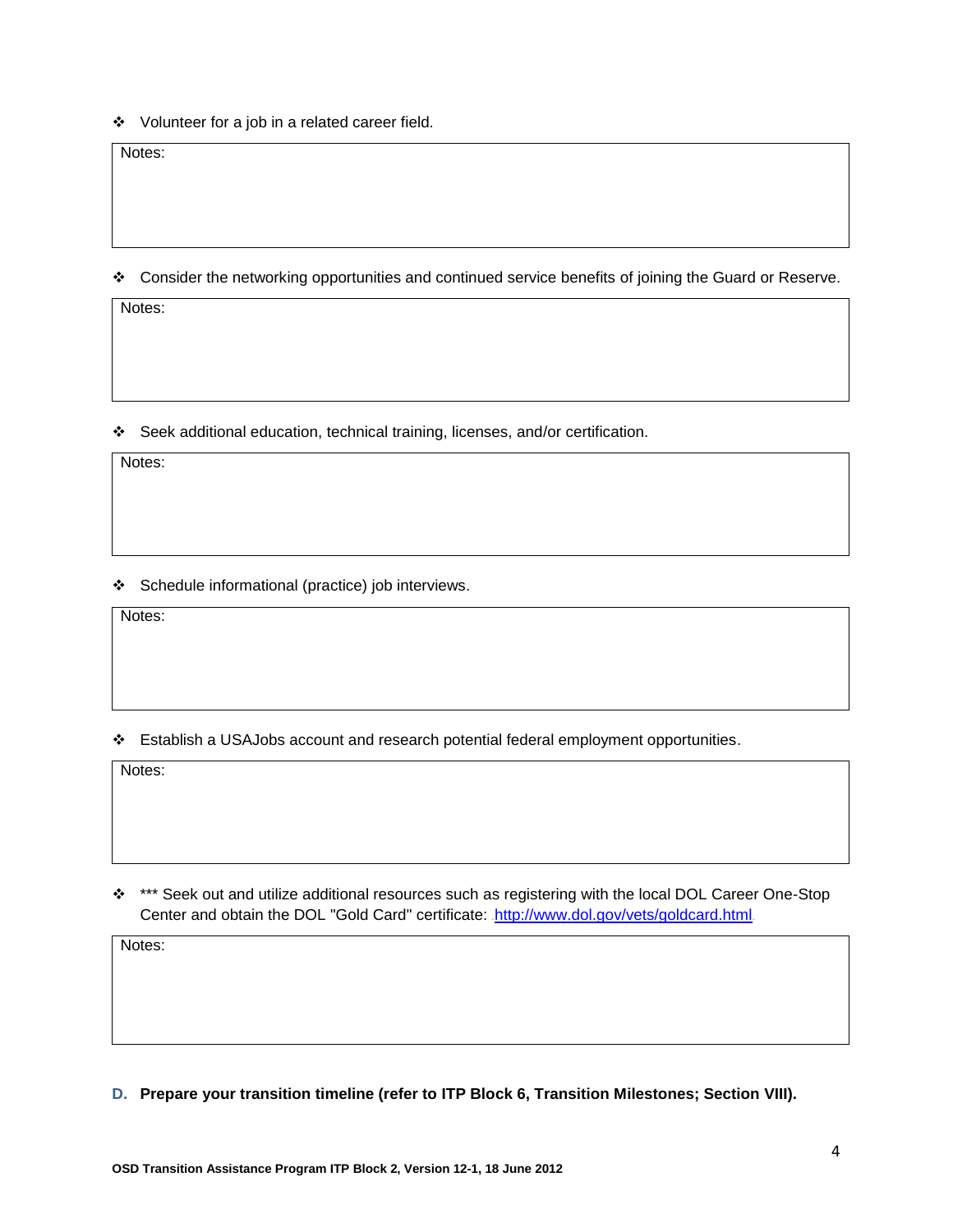- Volunteer for a job in a related career field.

| Notes: |
|---|

- Consider the networking opportunities and continued service benefits of joining the Guard or Reserve.

| Notes: |
|---|

- Seek additional education, technical training, licenses, and/or certification.

| Notes: |
|---|

- Schedule informational (practice) job interviews.

| Notes: |
|---|

- Establish a USAJobs account and research potential federal employment opportunities.

| Notes: |
|---|

- *** Seek out and utilize additional resources such as registering with the local DOL Career One-Stop Center and obtain the DOL "Gold Card" certificate: [http://www.dol.gov/vets/goldcard.html](http://www.dol.gov/vets/goldcard.html)

| Notes: |
|---|

**D. Prepare your transition timeline (refer to ITP Block 6, Transition Milestones; Section VIII).**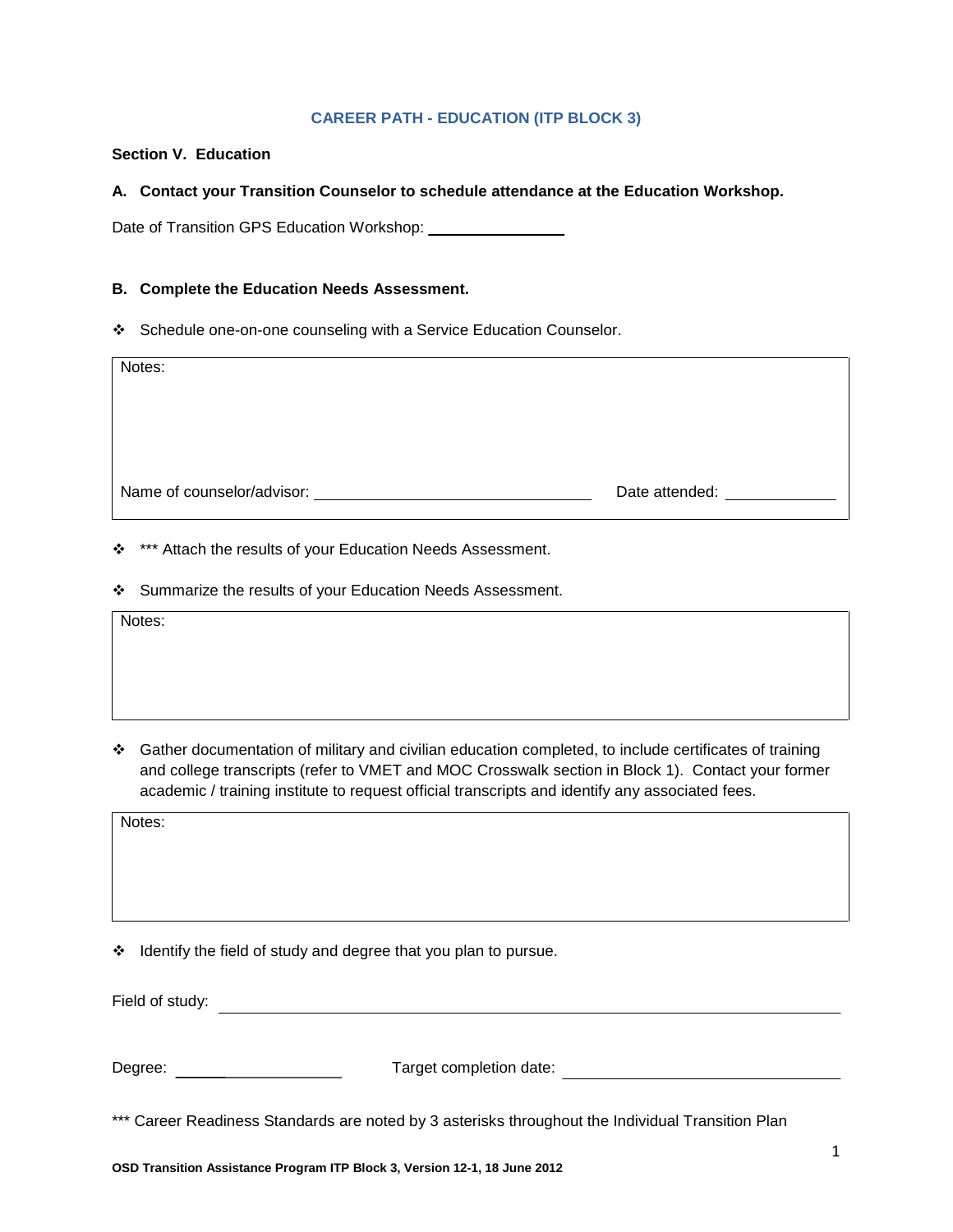## CAREER PATH - EDUCATION (ITP BLOCK 3)

**Section V. Education**

**A. Contact your Transition Counselor to schedule attendance at the Education Workshop.**

Date of Transition GPS Education Workshop: ______________

**B. Complete the Education Needs Assessment.**

- Schedule one-on-one counseling with a Service Education Counselor.

Notes:

Name of counselor/advisor: ______________________________ Date attended: ____________

- *** Attach the results of your Education Needs Assessment.

- Summarize the results of your Education Needs Assessment.

Notes:

- Gather documentation of military and civilian education completed, to include certificates of training and college transcripts (refer to VMET and MOC Crosswalk section in Block 1). Contact your former academic / training institute to request official transcripts and identify any associated fees.

Notes:

- Identify the field of study and degree that you plan to pursue.

Field of study: ____________________________________________________________

Degree: __________________ Target completion date: ______________________________

*** Career Readiness Standards are noted by 3 asterisks throughout the Individual Transition Plan

**OSD Transition Assistance Program ITP Block 3, Version 12-1, 18 June 2012**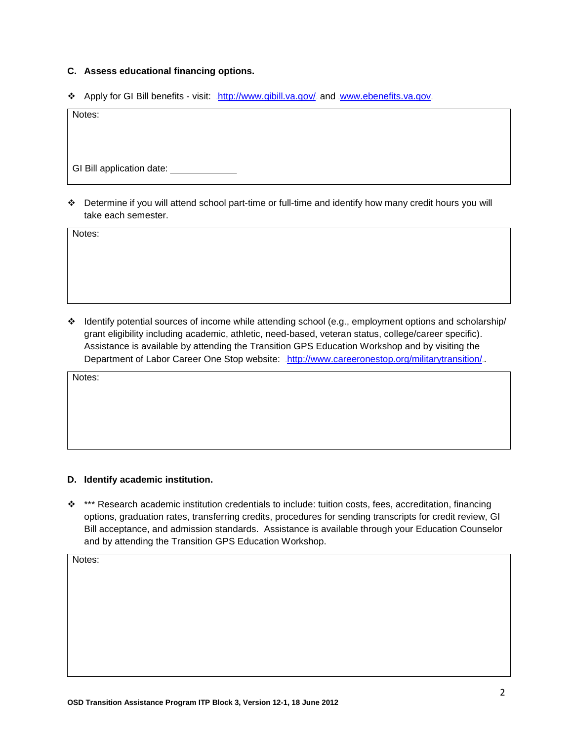### C. Assess educational financing options.

❖ Apply for GI Bill benefits - visit: http://www.gibill.va.gov/ and www.ebenefits.va.gov

| Notes:<br><br><br>GI Bill application date: _____________ |
|---|

❖ Determine if you will attend school part-time or full-time and identify how many credit hours you will take each semester.

| Notes: |
|---|

❖ Identify potential sources of income while attending school (e.g., employment options and scholarship/ grant eligibility including academic, athletic, need-based, veteran status, college/career specific). Assistance is available by attending the Transition GPS Education Workshop and by visiting the Department of Labor Career One Stop website: http://www.careeronestop.org/militarytransition/ .

| Notes: |
|---|

### D. Identify academic institution.

❖ *** Research academic institution credentials to include: tuition costs, fees, accreditation, financing options, graduation rates, transferring credits, procedures for sending transcripts for credit review, GI Bill acceptance, and admission standards. Assistance is available through your Education Counselor and by attending the Transition GPS Education Workshop.

| Notes: |
|---|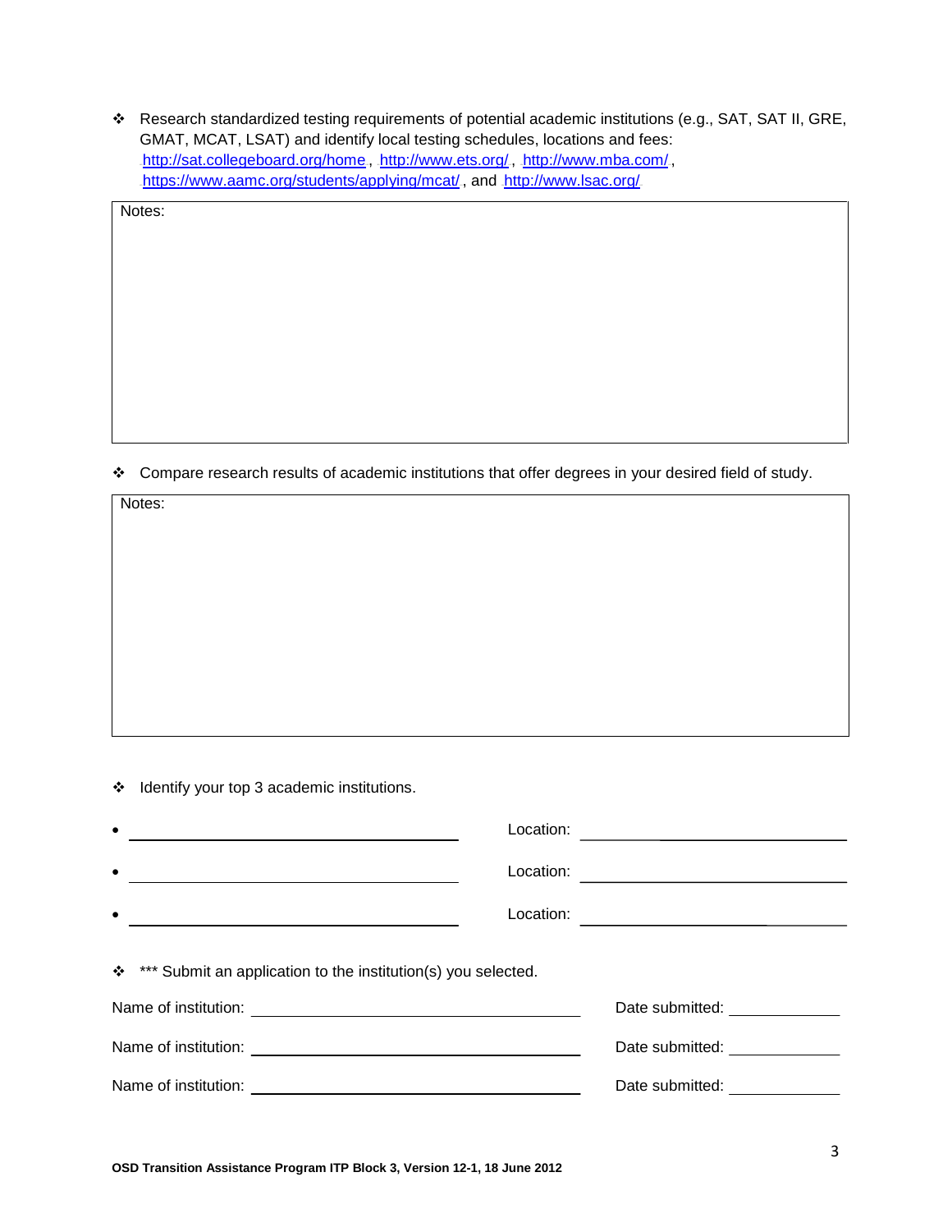- Research standardized testing requirements of potential academic institutions (e.g., SAT, SAT II, GRE, GMAT, MCAT, LSAT) and identify local testing schedules, locations and fees: http://sat.collegeboard.org/home , http://www.ets.org/ , http://www.mba.com/ , https://www.aamc.org/students/applying/mcat/ , and http://www.lsac.org/

Notes:

- Compare research results of academic institutions that offer degrees in your desired field of study.

Notes:

- Identify your top 3 academic institutions.

- ______________________ Location: ______________________
- ______________________ Location: ______________________
- ______________________ Location: ______________________

- *** Submit an application to the institution(s) you selected.

Name of institution: ______________________ Date submitted: __________

Name of institution: ______________________ Date submitted: __________

Name of institution: ______________________ Date submitted: __________

**OSD Transition Assistance Program ITP Block 3, Version 12-1, 18 June 2012**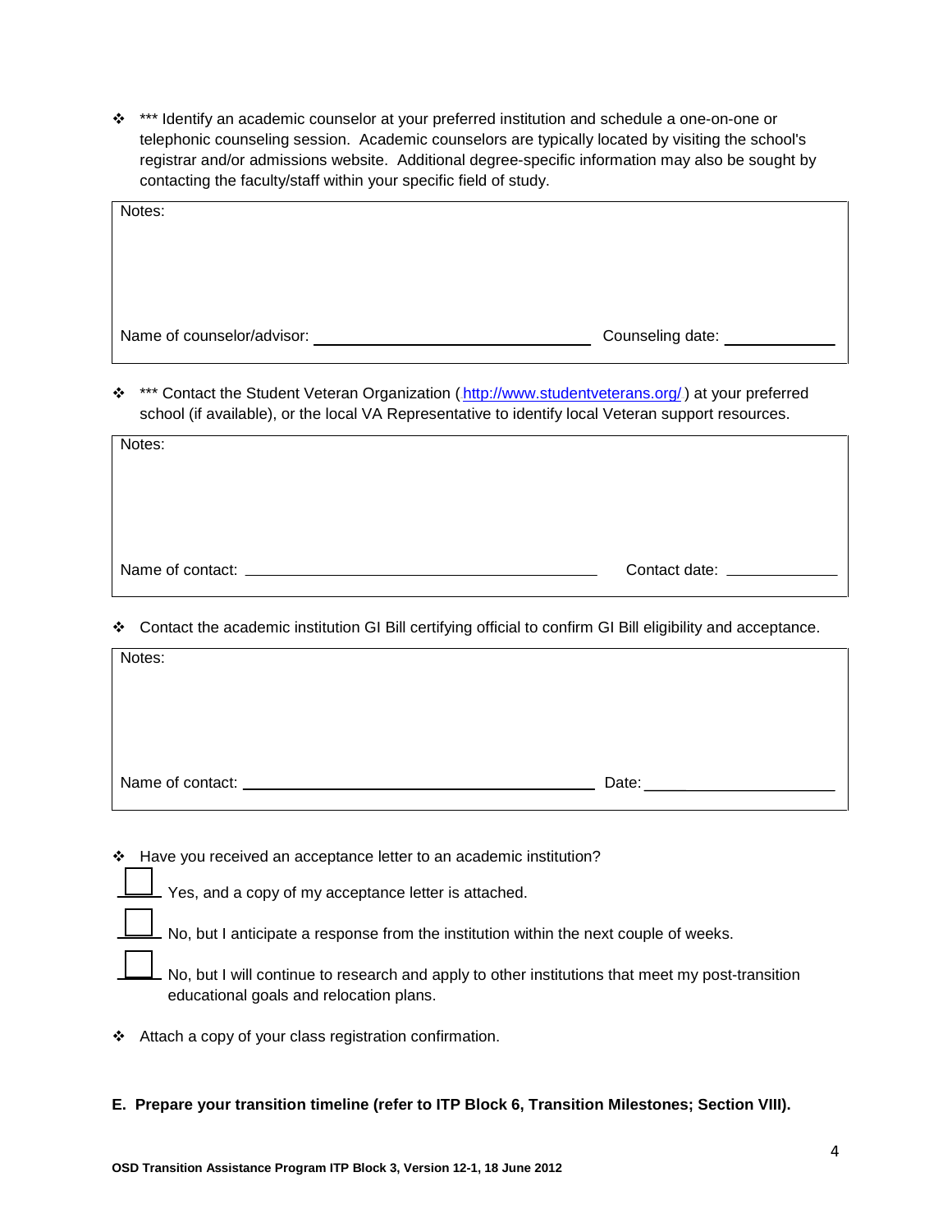- *** Identify an academic counselor at your preferred institution and schedule a one-on-one or telephonic counseling session. Academic counselors are typically located by visiting the school's registrar and/or admissions website. Additional degree-specific information may also be sought by contacting the faculty/staff within your specific field of study.

| Notes: |
|---|
| Name of counselor/advisor: ______________________ Counseling date: __________ |

- *** Contact the Student Veteran Organization ( http://www.studentveterans.org/ ) at your preferred school (if available), or the local VA Representative to identify local Veteran support resources.

| Notes: |
|---|
| Name of contact: ______________________ Contact date: __________ |

- Contact the academic institution GI Bill certifying official to confirm GI Bill eligibility and acceptance.

| Notes: |
|---|
| Name of contact: ______________________ Date: __________ |

- Have you received an acceptance letter to an academic institution?

  ☐ Yes, and a copy of my acceptance letter is attached.

  ☐ No, but I anticipate a response from the institution within the next couple of weeks.

  ☐ No, but I will continue to research and apply to other institutions that meet my post-transition educational goals and relocation plans.

- Attach a copy of your class registration confirmation.

**E. Prepare your transition timeline (refer to ITP Block 6, Transition Milestones; Section VIII).**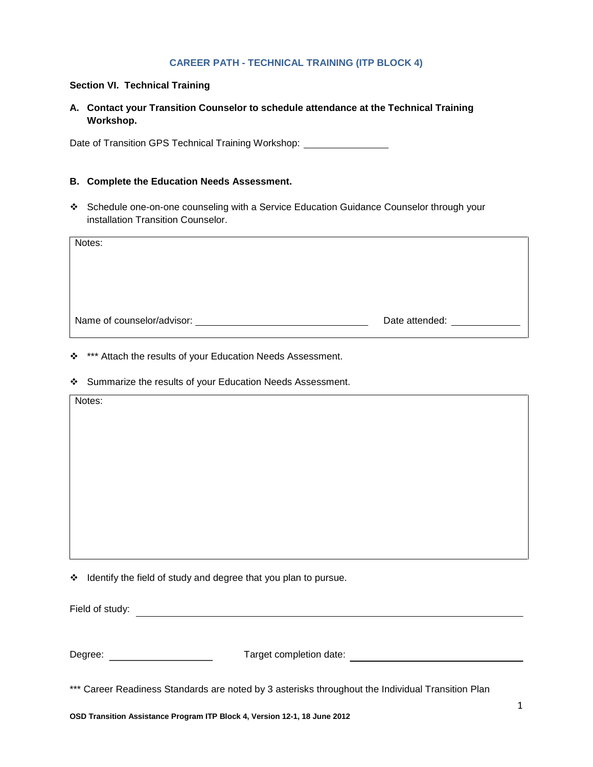## CAREER PATH - TECHNICAL TRAINING (ITP BLOCK 4)

**Section VI. Technical Training**

**A. Contact your Transition Counselor to schedule attendance at the Technical Training Workshop.**

Date of Transition GPS Technical Training Workshop: ________________

**B. Complete the Education Needs Assessment.**

- Schedule one-on-one counseling with a Service Education Guidance Counselor through your installation Transition Counselor.

| Notes: |
|---|
| Name of counselor/advisor: ________________________________ Date attended: ____________ |

- *** Attach the results of your Education Needs Assessment.
- Summarize the results of your Education Needs Assessment.

| Notes: |
|---|
| |

- Identify the field of study and degree that you plan to pursue.

Field of study: ____________________________________________________________

Degree: ____________________ Target completion date: ________________________________

*** Career Readiness Standards are noted by 3 asterisks throughout the Individual Transition Plan

**OSD Transition Assistance Program ITP Block 4, Version 12-1, 18 June 2012**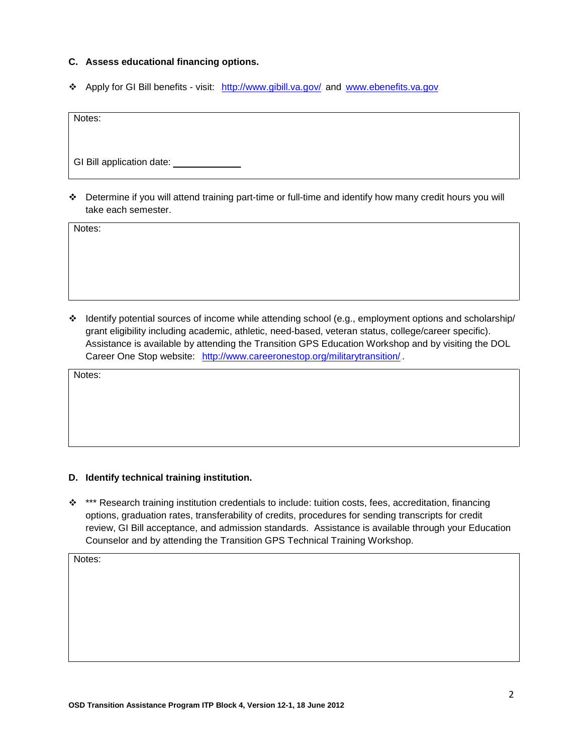**C. Assess educational financing options.**

- Apply for GI Bill benefits - visit: http://www.gibill.va.gov/ and www.ebenefits.va.gov

Notes:

GI Bill application date: ____________

- Determine if you will attend training part-time or full-time and identify how many credit hours you will take each semester.

Notes:

- Identify potential sources of income while attending school (e.g., employment options and scholarship/ grant eligibility including academic, athletic, need-based, veteran status, college/career specific). Assistance is available by attending the Transition GPS Education Workshop and by visiting the DOL Career One Stop website: http://www.careeronestop.org/militarytransition/.

Notes:

**D. Identify technical training institution.**

- *** Research training institution credentials to include: tuition costs, fees, accreditation, financing options, graduation rates, transferability of credits, procedures for sending transcripts for credit review, GI Bill acceptance, and admission standards. Assistance is available through your Education Counselor and by attending the Transition GPS Technical Training Workshop.

Notes: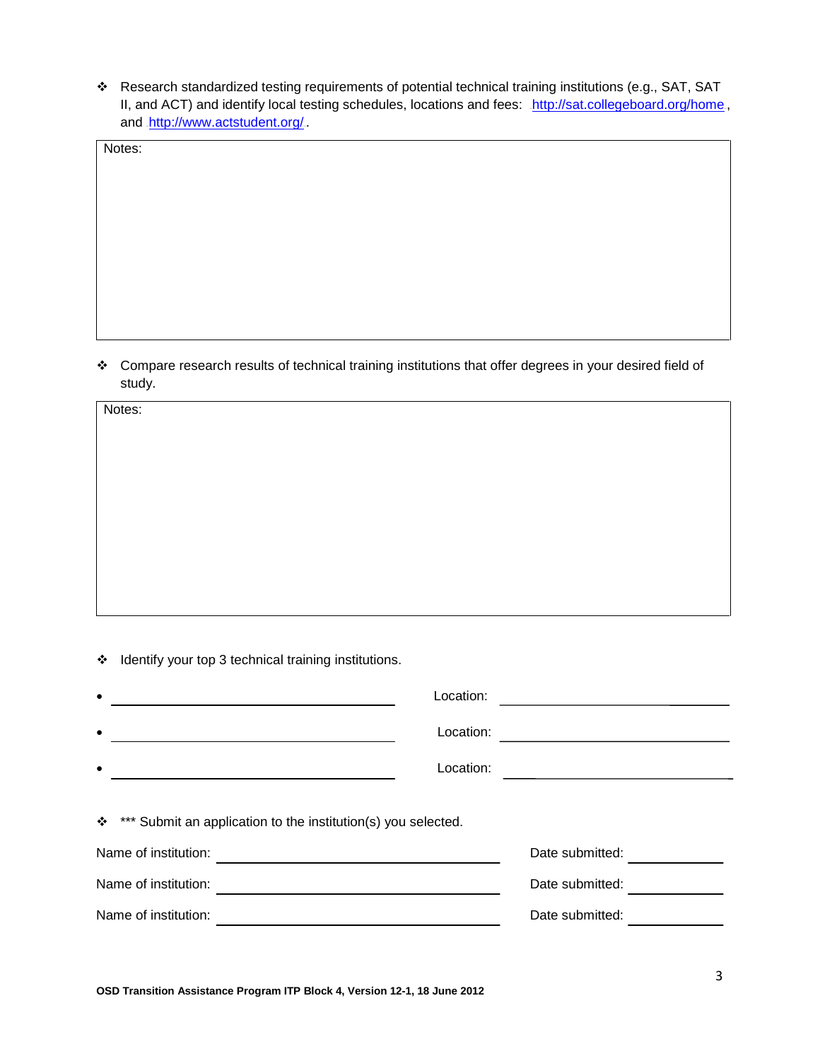- Research standardized testing requirements of potential technical training institutions (e.g., SAT, SAT II, and ACT) and identify local testing schedules, locations and fees: http://sat.collegeboard.org/home, and http://www.actstudent.org/.

Notes:

- Compare research results of technical training institutions that offer degrees in your desired field of study.

Notes:

- Identify your top 3 technical training institutions.

- ______________________________ Location: ______________________________
- ______________________________ Location: ______________________________
- ______________________________ Location: ______________________________

- *** Submit an application to the institution(s) you selected.

Name of institution: ______________________________ Date submitted: __________

Name of institution: ______________________________ Date submitted: __________

Name of institution: ______________________________ Date submitted: __________

**OSD Transition Assistance Program ITP Block 4, Version 12-1, 18 June 2012**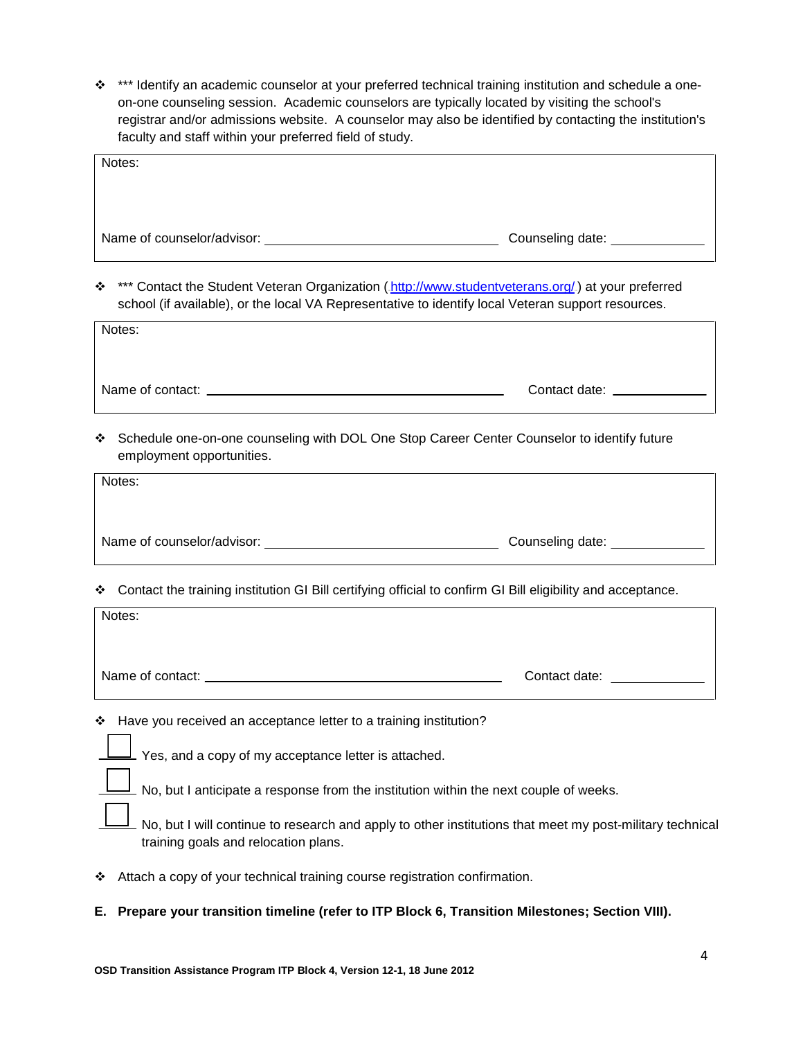- *** Identify an academic counselor at your preferred technical training institution and schedule a one-on-one counseling session. Academic counselors are typically located by visiting the school's registrar and/or admissions website. A counselor may also be identified by contacting the institution's faculty and staff within your preferred field of study.

| Notes: |
|---|
| Name of counselor/advisor: ______________________ Counseling date: __________ |

- *** Contact the Student Veteran Organization ( http://www.studentveterans.org/ ) at your preferred school (if available), or the local VA Representative to identify local Veteran support resources.

| Notes: |
|---|
| Name of contact: ______________________ Contact date: __________ |

- Schedule one-on-one counseling with DOL One Stop Career Center Counselor to identify future employment opportunities.

| Notes: |
|---|
| Name of counselor/advisor: ______________________ Counseling date: __________ |

- Contact the training institution GI Bill certifying official to confirm GI Bill eligibility and acceptance.

| Notes: |
|---|
| Name of contact: ______________________ Contact date: __________ |

- Have you received an acceptance letter to a training institution?

☐ Yes, and a copy of my acceptance letter is attached.

☐ No, but I anticipate a response from the institution within the next couple of weeks.

☐ No, but I will continue to research and apply to other institutions that meet my post-military technical training goals and relocation plans.

- Attach a copy of your technical training course registration confirmation.

**E. Prepare your transition timeline (refer to ITP Block 6, Transition Milestones; Section VIII).**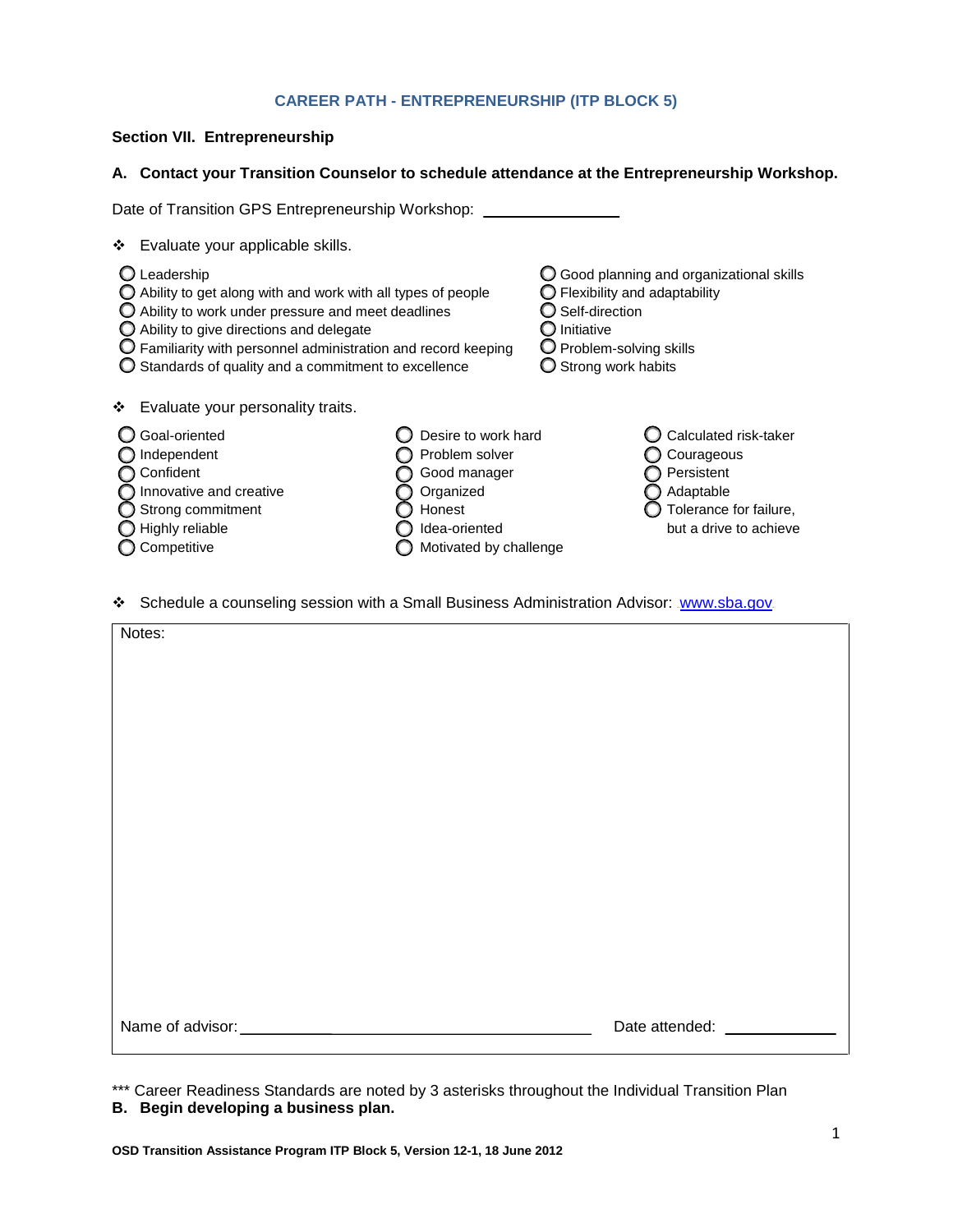## CAREER PATH - ENTREPRENEURSHIP (ITP BLOCK 5)

### Section VII. Entrepreneurship

**A. Contact your Transition Counselor to schedule attendance at the Entrepreneurship Workshop.**

Date of Transition GPS Entrepreneurship Workshop: ______________

❖ Evaluate your applicable skills.

- ○ Leadership
- ○ Ability to get along with and work with all types of people
- ○ Ability to work under pressure and meet deadlines
- ○ Ability to give directions and delegate
- ○ Familiarity with personnel administration and record keeping
- ○ Standards of quality and a commitment to excellence
- ○ Good planning and organizational skills
- ○ Flexibility and adaptability
- ○ Self-direction
- ○ Initiative
- ○ Problem-solving skills
- ○ Strong work habits

❖ Evaluate your personality traits.

- ○ Goal-oriented
- ○ Independent
- ○ Confident
- ○ Innovative and creative
- ○ Strong commitment
- ○ Highly reliable
- ○ Competitive
- ○ Desire to work hard
- ○ Problem solver
- ○ Good manager
- ○ Organized
- ○ Honest
- ○ Idea-oriented
- ○ Motivated by challenge
- ○ Calculated risk-taker
- ○ Courageous
- ○ Persistent
- ○ Adaptable
- ○ Tolerance for failure, but a drive to achieve

❖ Schedule a counseling session with a Small Business Administration Advisor: www.sba.gov

Notes:

Name of advisor: ______________________________ Date attended: ______________

*** Career Readiness Standards are noted by 3 asterisks throughout the Individual Transition Plan

**B. Begin developing a business plan.**

**OSD Transition Assistance Program ITP Block 5, Version 12-1, 18 June 2012**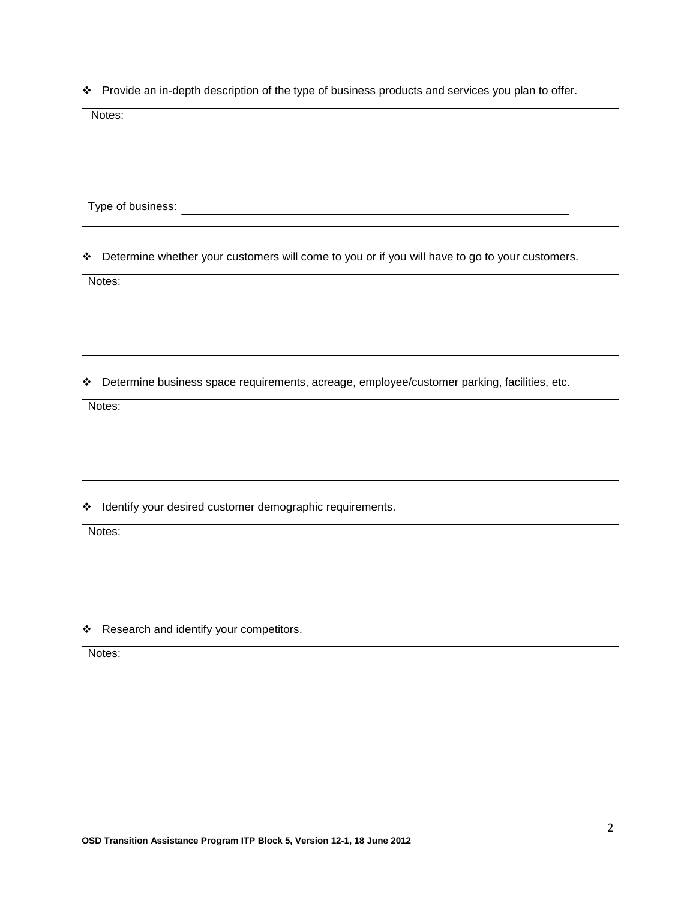- Provide an in-depth description of the type of business products and services you plan to offer.

| Notes: |
| --- |
| Type of business: ______________________________ |

- Determine whether your customers will come to you or if you will have to go to your customers.

| Notes: |
| --- |

- Determine business space requirements, acreage, employee/customer parking, facilities, etc.

| Notes: |
| --- |

- Identify your desired customer demographic requirements.

| Notes: |
| --- |

- Research and identify your competitors.

| Notes: |
| --- |

**OSD Transition Assistance Program ITP Block 5, Version 12-1, 18 June 2012**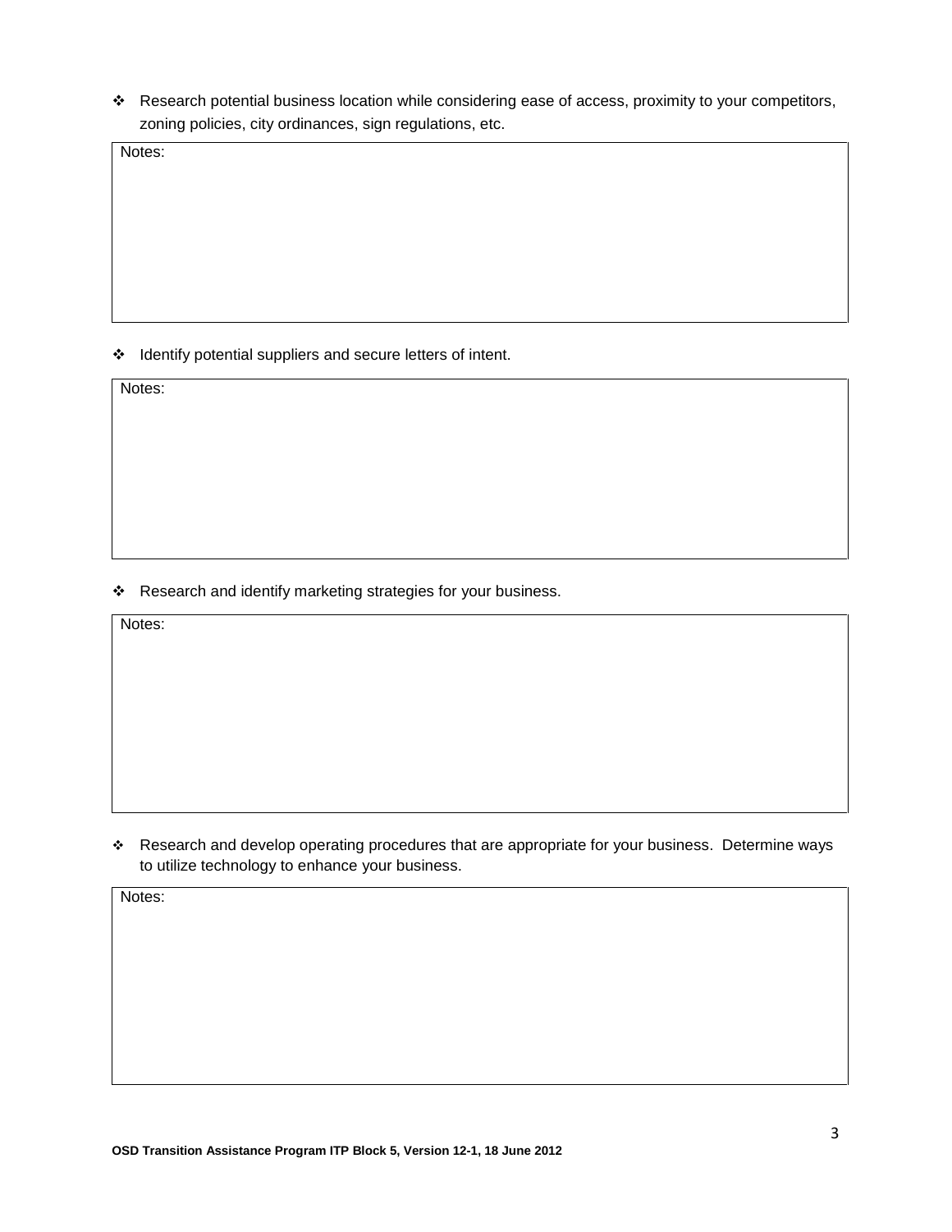- Research potential business location while considering ease of access, proximity to your competitors, zoning policies, city ordinances, sign regulations, etc.

| Notes: |
|---|
| |

- Identify potential suppliers and secure letters of intent.

| Notes: |
|---|
| |

- Research and identify marketing strategies for your business.

| Notes: |
|---|
| |

- Research and develop operating procedures that are appropriate for your business. Determine ways to utilize technology to enhance your business.

| Notes: |
|---|
| |

**OSD Transition Assistance Program ITP Block 5, Version 12-1, 18 June 2012**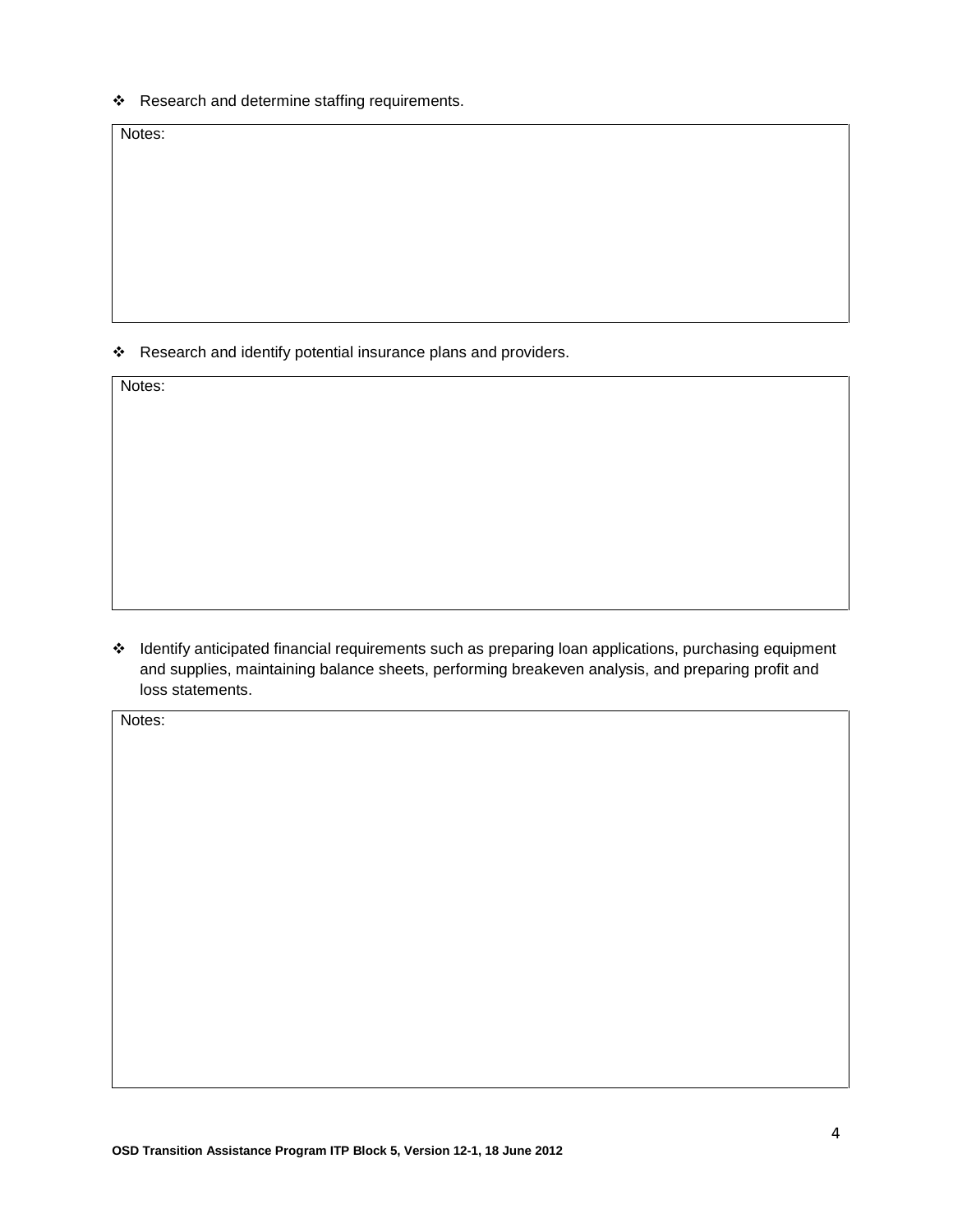- Research and determine staffing requirements.

| Notes: |
|---|
| |

- Research and identify potential insurance plans and providers.

| Notes: |
|---|
| |

- Identify anticipated financial requirements such as preparing loan applications, purchasing equipment and supplies, maintaining balance sheets, performing breakeven analysis, and preparing profit and loss statements.

| Notes: |
|---|
| |

**OSD Transition Assistance Program ITP Block 5, Version 12-1, 18 June 2012**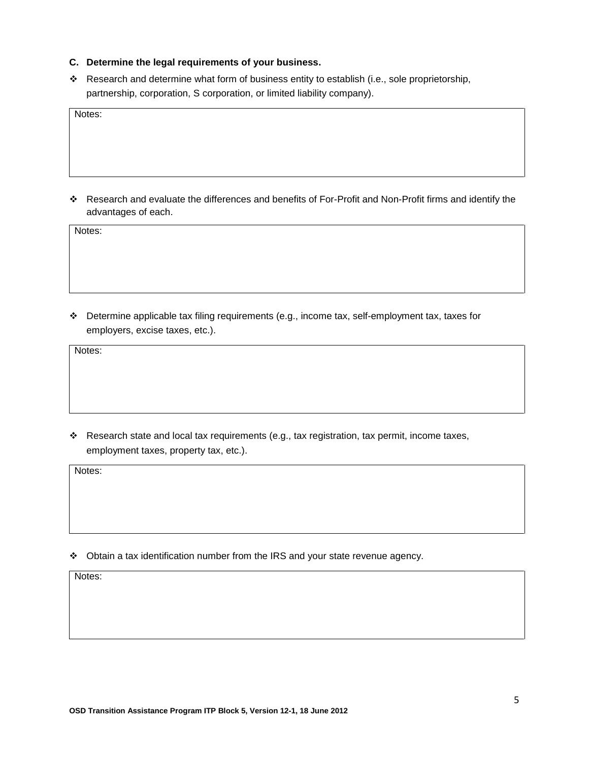**C. Determine the legal requirements of your business.**

- ❖ Research and determine what form of business entity to establish (i.e., sole proprietorship, partnership, corporation, S corporation, or limited liability company).

| Notes: |
|---|
| |

- ❖ Research and evaluate the differences and benefits of For-Profit and Non-Profit firms and identify the advantages of each.

| Notes: |
|---|
| |

- ❖ Determine applicable tax filing requirements (e.g., income tax, self-employment tax, taxes for employers, excise taxes, etc.).

| Notes: |
|---|
| |

- ❖ Research state and local tax requirements (e.g., tax registration, tax permit, income taxes, employment taxes, property tax, etc.).

| Notes: |
|---|
| |

- ❖ Obtain a tax identification number from the IRS and your state revenue agency.

| Notes: |
|---|
| |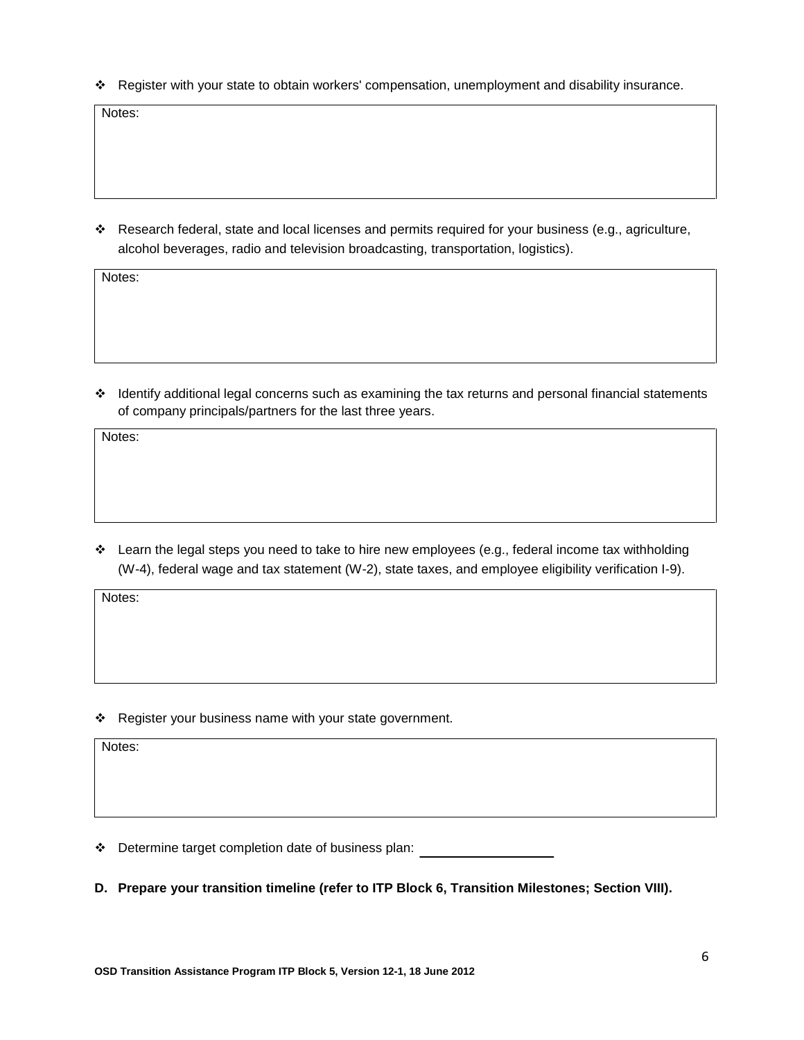- Register with your state to obtain workers' compensation, unemployment and disability insurance.

| Notes: |
|---|
| |

- Research federal, state and local licenses and permits required for your business (e.g., agriculture, alcohol beverages, radio and television broadcasting, transportation, logistics).

| Notes: |
|---|
| |

- Identify additional legal concerns such as examining the tax returns and personal financial statements of company principals/partners for the last three years.

| Notes: |
|---|
| |

- Learn the legal steps you need to take to hire new employees (e.g., federal income tax withholding (W-4), federal wage and tax statement (W-2), state taxes, and employee eligibility verification I-9).

| Notes: |
|---|
| |

- Register your business name with your state government.

| Notes: |
|---|
| |

- Determine target completion date of business plan: ________________

**D. Prepare your transition timeline (refer to ITP Block 6, Transition Milestones; Section VIII).**

**OSD Transition Assistance Program ITP Block 5, Version 12-1, 18 June 2012**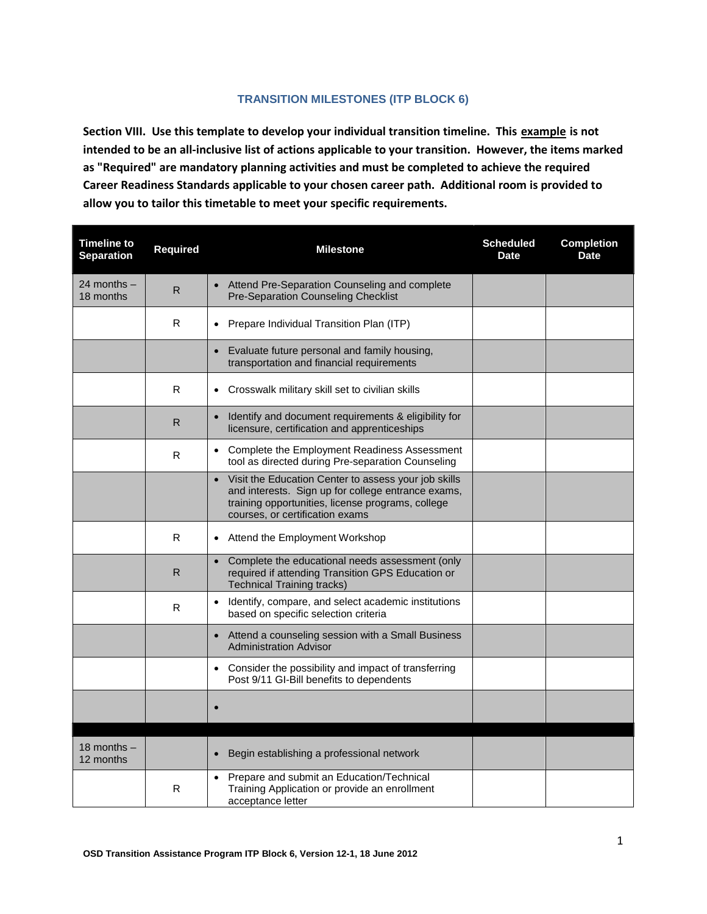### TRANSITION MILESTONES (ITP BLOCK 6)

**Section VIII. Use this template to develop your individual transition timeline. This <u>example</u> is not intended to be an all-inclusive list of actions applicable to your transition. However, the items marked as "Required" are mandatory planning activities and must be completed to achieve the required Career Readiness Standards applicable to your chosen career path. Additional room is provided to allow you to tailor this timetable to meet your specific requirements.**

| Timeline to Separation | Required | Milestone | Scheduled Date | Completion Date |
|---|---|---|---|---|
| 24 months – 18 months | R | • Attend Pre-Separation Counseling and complete Pre-Separation Counseling Checklist | | |
| | R | • Prepare Individual Transition Plan (ITP) | | |
| | | • Evaluate future personal and family housing, transportation and financial requirements | | |
| | R | • Crosswalk military skill set to civilian skills | | |
| | R | • Identify and document requirements & eligibility for licensure, certification and apprenticeships | | |
| | R | • Complete the Employment Readiness Assessment tool as directed during Pre-separation Counseling | | |
| | | • Visit the Education Center to assess your job skills and interests. Sign up for college entrance exams, training opportunities, license programs, college courses, or certification exams | | |
| | R | • Attend the Employment Workshop | | |
| | R | • Complete the educational needs assessment (only required if attending Transition GPS Education or Technical Training tracks) | | |
| | R | • Identify, compare, and select academic institutions based on specific selection criteria | | |
| | | • Attend a counseling session with a Small Business Administration Advisor | | |
| | | • Consider the possibility and impact of transferring Post 9/11 GI-Bill benefits to dependents | | |
| | | • | | |
| | | | | |
| 18 months – 12 months | | • Begin establishing a professional network | | |
| | R | • Prepare and submit an Education/Technical Training Application or provide an enrollment acceptance letter | | |

**OSD Transition Assistance Program ITP Block 6, Version 12-1, 18 June 2012**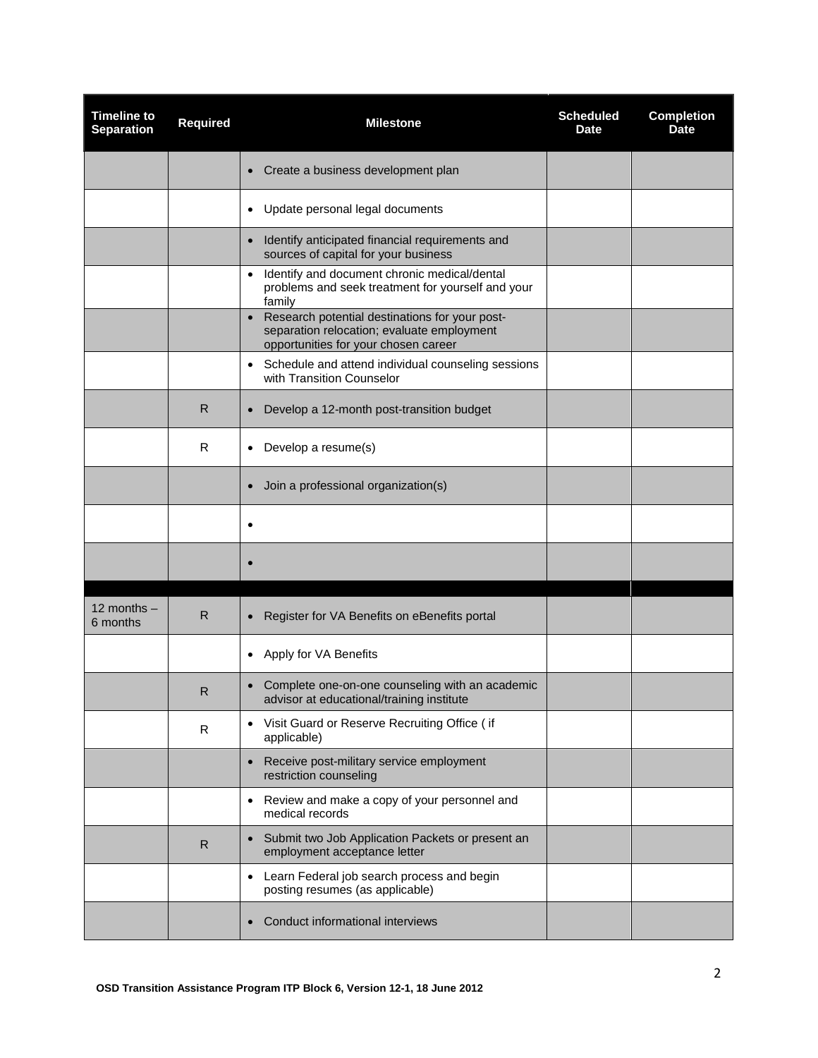| Timeline to Separation | Required | Milestone | Scheduled Date | Completion Date |
|---|---|---|---|---|
| | | • Create a business development plan | | |
| | | • Update personal legal documents | | |
| | | • Identify anticipated financial requirements and sources of capital for your business | | |
| | | • Identify and document chronic medical/dental problems and seek treatment for yourself and your family | | |
| | | • Research potential destinations for your post-separation relocation; evaluate employment opportunities for your chosen career | | |
| | | • Schedule and attend individual counseling sessions with Transition Counselor | | |
| | R | • Develop a 12-month post-transition budget | | |
| | R | • Develop a resume(s) | | |
| | | • Join a professional organization(s) | | |
| | | • | | |
| | | • | | |
| | | | | |
| 12 months – 6 months | R | • Register for VA Benefits on eBenefits portal | | |
| | | • Apply for VA Benefits | | |
| | R | • Complete one-on-one counseling with an academic advisor at educational/training institute | | |
| | R | • Visit Guard or Reserve Recruiting Office ( if applicable) | | |
| | | • Receive post-military service employment restriction counseling | | |
| | | • Review and make a copy of your personnel and medical records | | |
| | R | • Submit two Job Application Packets or present an employment acceptance letter | | |
| | | • Learn Federal job search process and begin posting resumes (as applicable) | | |
| | | • Conduct informational interviews | | |

**OSD Transition Assistance Program ITP Block 6, Version 12-1, 18 June 2012**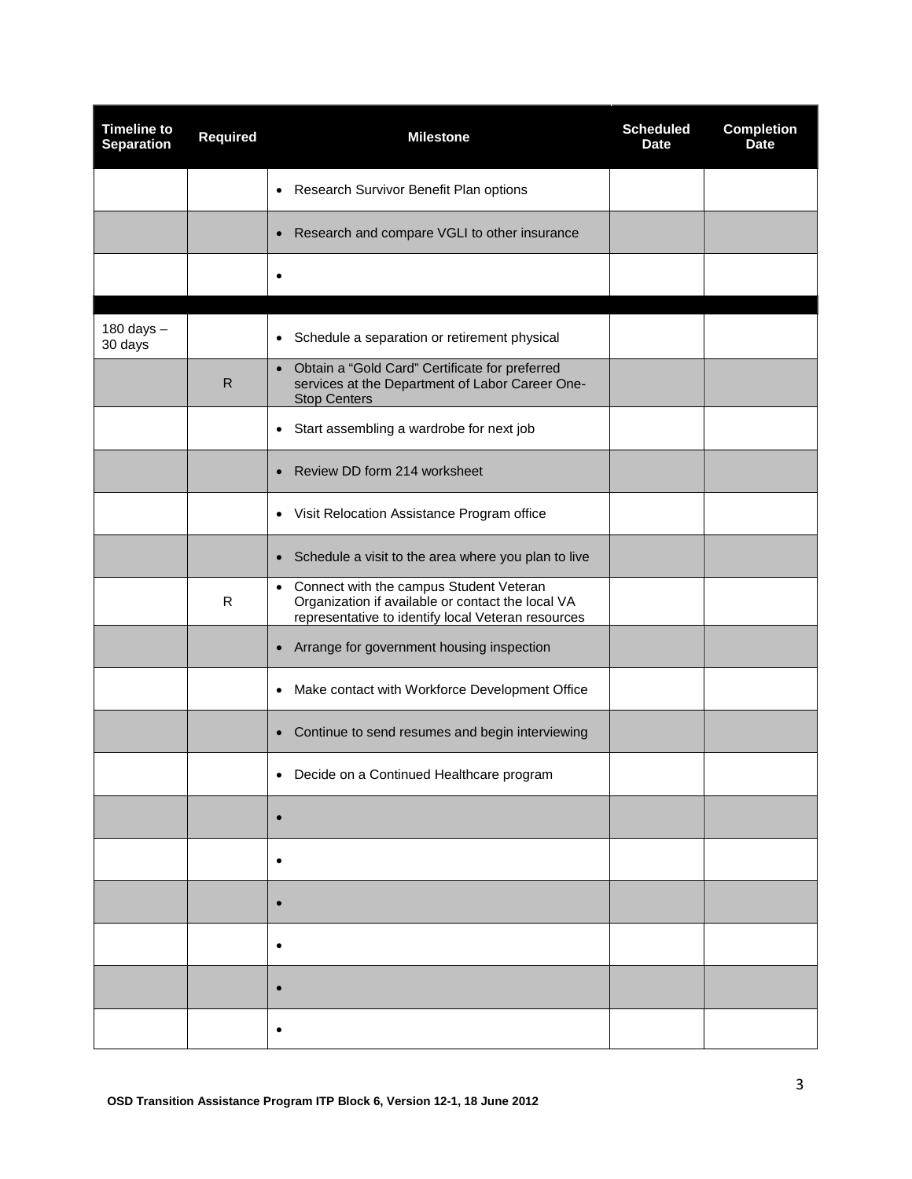| Timeline to Separation | Required | Milestone | Scheduled Date | Completion Date |
|---|---|---|---|---|
| | | • Research Survivor Benefit Plan options | | |
| | | • Research and compare VGLI to other insurance | | |
| | | • | | |
| | | | | |
| 180 days – 30 days | | • Schedule a separation or retirement physical | | |
| | R | • Obtain a "Gold Card" Certificate for preferred services at the Department of Labor Career One-Stop Centers | | |
| | | • Start assembling a wardrobe for next job | | |
| | | • Review DD form 214 worksheet | | |
| | | • Visit Relocation Assistance Program office | | |
| | | • Schedule a visit to the area where you plan to live | | |
| | R | • Connect with the campus Student Veteran Organization if available or contact the local VA representative to identify local Veteran resources | | |
| | | • Arrange for government housing inspection | | |
| | | • Make contact with Workforce Development Office | | |
| | | • Continue to send resumes and begin interviewing | | |
| | | • Decide on a Continued Healthcare program | | |
| | | • | | |
| | | • | | |
| | | • | | |
| | | • | | |
| | | • | | |
| | | • | | |